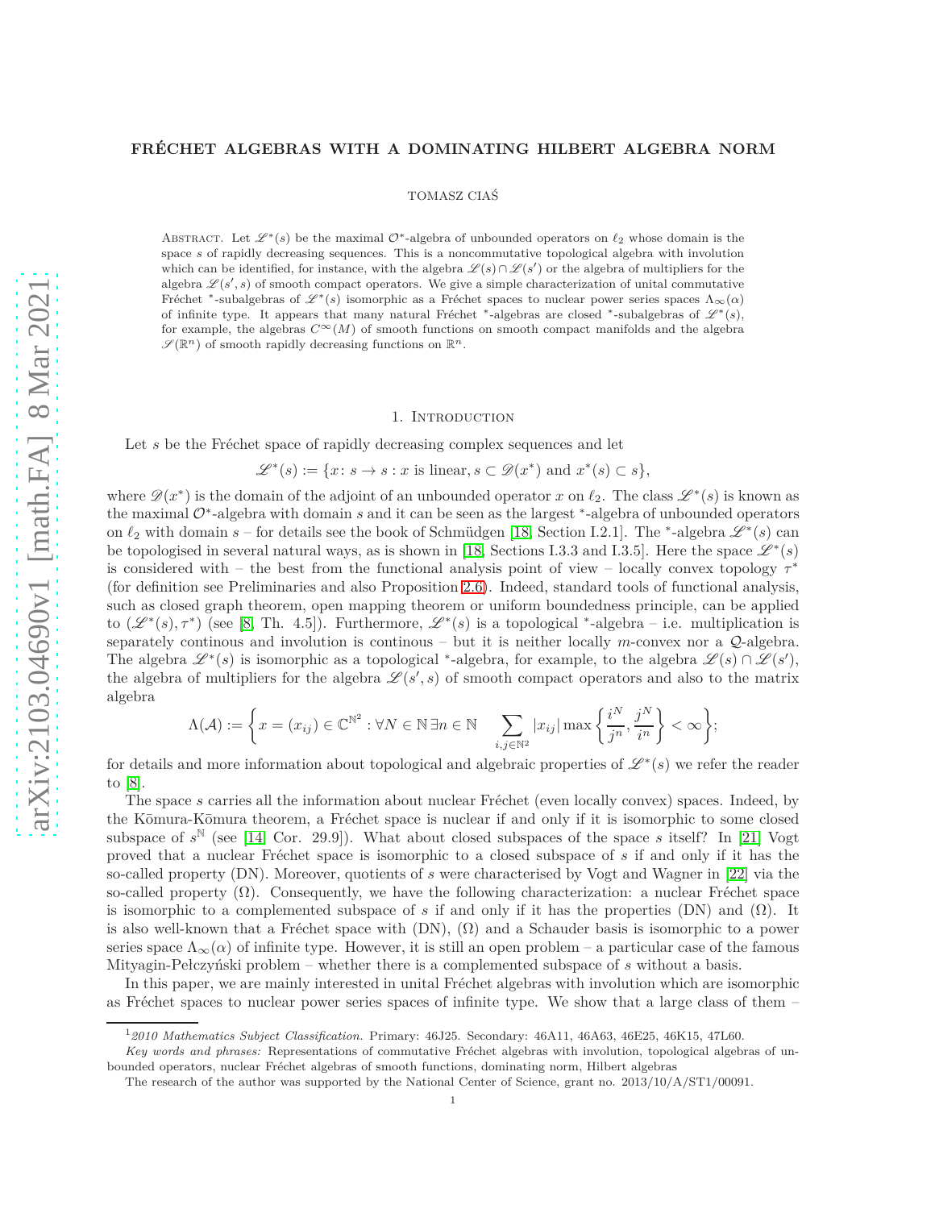# FRÉCHET ALGEBRAS WITH A DOMINATING HILBERT ALGEBRA NORM

TOMASZ CIAŚ

Abstract. Let $\mathscr{L}^*(s)$ be the maximal $\mathcal{O}^*$-algebra of unbounded operators on $\ell_2$ whose domain is the space $s$ of rapidly decreasing sequences. This is a noncommutative topological algebra with involution which can be identified, for instance, with the algebra $\mathscr{L}(s)\cap\mathscr{L}(s')$ or the algebra of multipliers for the algebra $\mathscr{L}(s',s)$ of smooth compact operators. We give a simple characterization of unital commutative Fréchet $^*$-subalgebras of $\mathscr{L}^*(s)$ isomorphic as a Fréchet spaces to nuclear power series spaces $\Lambda_\infty(\alpha)$ of infinite type. It appears that many natural Fréchet $^*$-algebras are closed $^*$-subalgebras of $\mathscr{L}^*(s)$, for example, the algebras $C^\infty(M)$ of smooth functions on smooth compact manifolds and the algebra $\mathscr{S}(\mathbb{R}^n)$ of smooth rapidly decreasing functions on $\mathbb{R}^n$.

## 1. Introduction

Let $s$ be the Fréchet space of rapidly decreasing complex sequences and let

$$\mathscr{L}^*(s):=\{x\colon s\to s : x \text{ is linear}, s\subset\mathscr{D}(x^*) \text{ and } x^*(s)\subset s\},$$

where $\mathscr{D}(x^*)$ is the domain of the adjoint of an unbounded operator $x$ on $\ell_2$. The class $\mathscr{L}^*(s)$ is known as the maximal $\mathcal{O}^*$-algebra with domain $s$ and it can be seen as the largest $^*$-algebra of unbounded operators on $\ell_2$ with domain $s$ – for details see the book of Schmüdgen [18, Section I.2.1]. The $^*$-algebra $\mathscr{L}^*(s)$ can be topologised in several natural ways, as is shown in [18, Sections I.3.3 and I.3.5]. Here the space $\mathscr{L}^*(s)$ is considered with – the best from the functional analysis point of view – locally convex topology $\tau^*$ (for definition see Preliminaries and also Proposition 2.6). Indeed, standard tools of functional analysis, such as closed graph theorem, open mapping theorem or uniform boundedness principle, can be applied to $(\mathscr{L}^*(s),\tau^*)$ (see [8, Th. 4.5]). Furthermore, $\mathscr{L}^*(s)$ is a topological $^*$-algebra – i.e. multiplication is separately continous and involution is continous – but it is neither locally $m$-convex nor a $\mathcal{Q}$-algebra. The algebra $\mathscr{L}^*(s)$ is isomorphic as a topological $^*$-algebra, for example, to the algebra $\mathscr{L}(s)\cap\mathscr{L}(s')$, the algebra of multipliers for the algebra $\mathscr{L}(s',s)$ of smooth compact operators and also to the matrix algebra

$$\Lambda(\mathcal{A}):=\left\{x=(x_{ij})\in\mathbb{C}^{\mathbb{N}^2} : \forall N\in\mathbb{N}\,\exists n\in\mathbb{N}\quad \sum_{i,j\in\mathbb{N}^2}|x_{ij}|\max\left\{\frac{i^N}{j^n},\frac{j^N}{i^n}\right\}<\infty\right\};$$

for details and more information about topological and algebraic properties of $\mathscr{L}^*(s)$ we refer the reader to [8].

The space $s$ carries all the information about nuclear Fréchet (even locally convex) spaces. Indeed, by the Kōmura-Kōmura theorem, a Fréchet space is nuclear if and only if it is isomorphic to some closed subspace of $s^{\mathbb{N}}$ (see [14, Cor. 29.9]). What about closed subspaces of the space $s$ itself? In [21] Vogt proved that a nuclear Fréchet space is isomorphic to a closed subspace of $s$ if and only if it has the so-called property (DN). Moreover, quotients of $s$ were characterised by Vogt and Wagner in [22] via the so-called property ($\Omega$). Consequently, we have the following characterization: a nuclear Fréchet space is isomorphic to a complemented subspace of $s$ if and only if it has the properties (DN) and ($\Omega$). It is also well-known that a Fréchet space with (DN), ($\Omega$) and a Schauder basis is isomorphic to a power series space $\Lambda_\infty(\alpha)$ of infinite type. However, it is still an open problem – a particular case of the famous Mityagin-Pełczyński problem – whether there is a complemented subspace of $s$ without a basis.

In this paper, we are mainly interested in unital Fréchet algebras with involution which are isomorphic as Fréchet spaces to nuclear power series spaces of infinite type. We show that a large class of them –

[1] *2010 Mathematics Subject Classification.* Primary: 46J25. Secondary: 46A11, 46A63, 46E25, 46K15, 47L60.

*Key words and phrases:* Representations of commutative Fréchet algebras with involution, topological algebras of unbounded operators, nuclear Fréchet algebras of smooth functions, dominating norm, Hilbert algebras

The research of the author was supported by the National Center of Science, grant no. 2013/10/A/ST1/00091.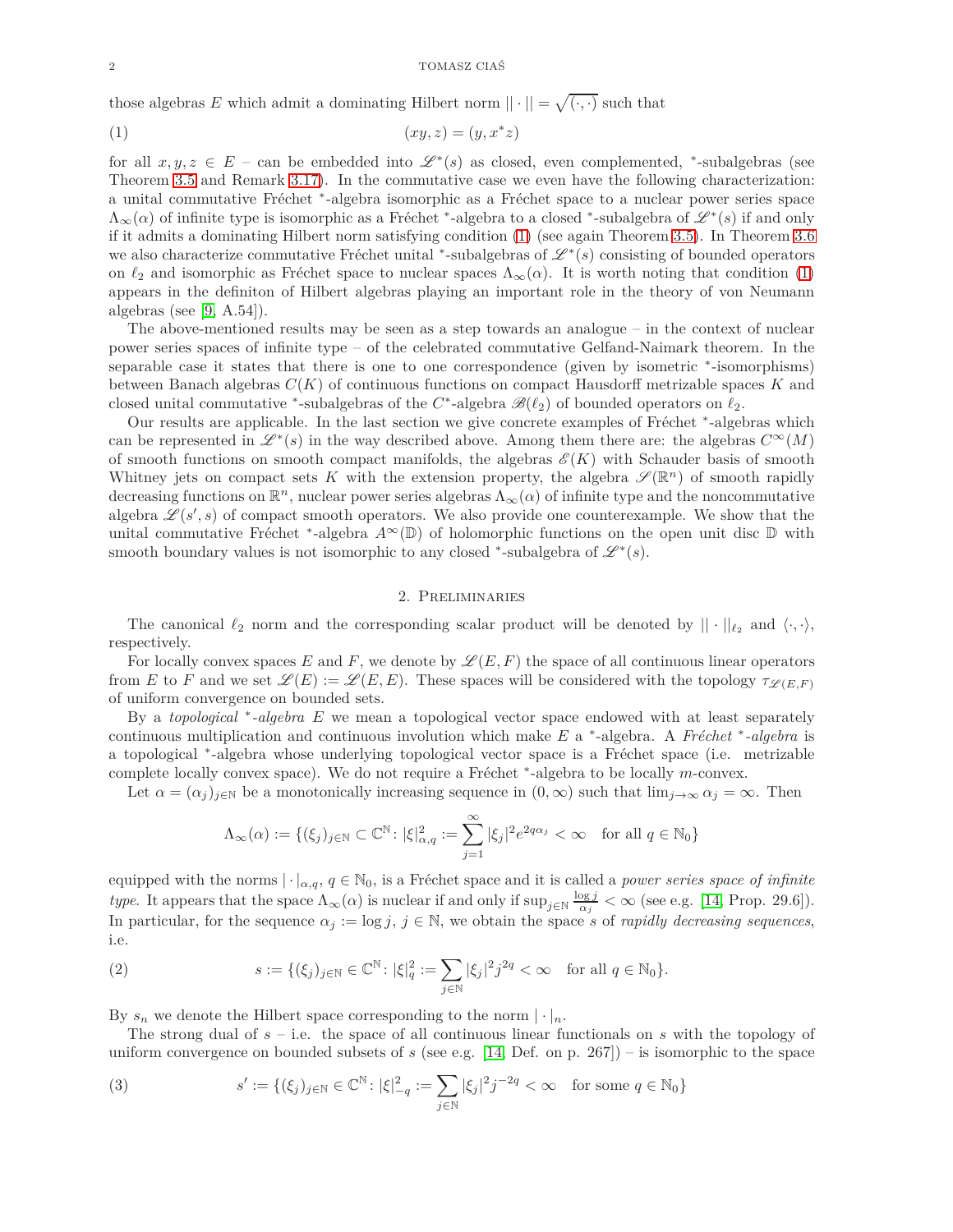those algebras $E$ which admit a dominating Hilbert norm $||\cdot|| = \sqrt{(\cdot,\cdot)}$ such that

$$(xy, z) = (y, x^*z) \tag{1}$$

for all $x, y, z \in E$ – can be embedded into $\mathscr{L}^*(s)$ as closed, even complemented, $^*$-subalgebras (see Theorem 3.5 and Remark 3.17). In the commutative case we even have the following characterization: a unital commutative Fréchet $^*$-algebra isomorphic as a Fréchet space to a nuclear power series space $\Lambda_\infty(\alpha)$ of infinite type is isomorphic as a Fréchet $^*$-algebra to a closed $^*$-subalgebra of $\mathscr{L}^*(s)$ if and only if it admits a dominating Hilbert norm satisfying condition (1) (see again Theorem 3.5). In Theorem 3.6 we also characterize commutative Fréchet unital $^*$-subalgebras of $\mathscr{L}^*(s)$ consisting of bounded operators on $\ell_2$ and isomorphic as Fréchet space to nuclear spaces $\Lambda_\infty(\alpha)$. It is worth noting that condition (1) appears in the definiton of Hilbert algebras playing an important role in the theory of von Neumann algebras (see [9, A.54]).

The above-mentioned results may be seen as a step towards an analogue – in the context of nuclear power series spaces of infinite type – of the celebrated commutative Gelfand-Naimark theorem. In the separable case it states that there is one to one correspondence (given by isometric $^*$-isomorphisms) between Banach algebras $C(K)$ of continuous functions on compact Hausdorff metrizable spaces $K$ and closed unital commutative $^*$-subalgebras of the $C^*$-algebra $\mathscr{B}(\ell_2)$ of bounded operators on $\ell_2$.

Our results are applicable. In the last section we give concrete examples of Fréchet $^*$-algebras which can be represented in $\mathscr{L}^*(s)$ in the way described above. Among them there are: the algebras $C^\infty(M)$ of smooth functions on smooth compact manifolds, the algebras $\mathscr{E}(K)$ with Schauder basis of smooth Whitney jets on compact sets $K$ with the extension property, the algebra $\mathscr{S}(\mathbb{R}^n)$ of smooth rapidly decreasing functions on $\mathbb{R}^n$, nuclear power series algebras $\Lambda_\infty(\alpha)$ of infinite type and the noncommutative algebra $\mathscr{L}(s', s)$ of compact smooth operators. We also provide one counterexample. We show that the unital commutative Fréchet $^*$-algebra $A^\infty(\mathbb{D})$ of holomorphic functions on the open unit disc $\mathbb{D}$ with smooth boundary values is not isomorphic to any closed $^*$-subalgebra of $\mathscr{L}^*(s)$.

## 2. Preliminaries

The canonical $\ell_2$ norm and the corresponding scalar product will be denoted by $||\cdot||_{\ell_2}$ and $\langle\cdot,\cdot\rangle$, respectively.

For locally convex spaces $E$ and $F$, we denote by $\mathscr{L}(E, F)$ the space of all continuous linear operators from $E$ to $F$ and we set $\mathscr{L}(E) := \mathscr{L}(E, E)$. These spaces will be considered with the topology $\tau_{\mathscr{L}(E,F)}$ of uniform convergence on bounded sets.

By a *topological $^*$-algebra* $E$ we mean a topological vector space endowed with at least separately continuous multiplication and continuous involution which make $E$ a $^*$-algebra. A *Fréchet $^*$-algebra* is a topological $^*$-algebra whose underlying topological vector space is a Fréchet space (i.e. metrizable complete locally convex space). We do not require a Fréchet $^*$-algebra to be locally $m$-convex.

Let $\alpha = (\alpha_j)_{j\in\mathbb{N}}$ be a monotonically increasing sequence in $(0, \infty)$ such that $\lim_{j\to\infty} \alpha_j = \infty$. Then

$$\Lambda_\infty(\alpha) := \{(\xi_j)_{j\in\mathbb{N}} \subset \mathbb{C}^\mathbb{N} \colon |\xi|^2_{\alpha,q} := \sum_{j=1}^\infty |\xi_j|^2 e^{2q\alpha_j} < \infty \quad \text{for all } q \in \mathbb{N}_0\}$$

equipped with the norms $|\cdot|_{\alpha,q}$, $q \in \mathbb{N}_0$, is a Fréchet space and it is called a *power series space of infinite type*. It appears that the space $\Lambda_\infty(\alpha)$ is nuclear if and only if $\sup_{j\in\mathbb{N}} \frac{\log j}{\alpha_j} < \infty$ (see e.g. [14, Prop. 29.6]). In particular, for the sequence $\alpha_j := \log j$, $j \in \mathbb{N}$, we obtain the space $s$ of *rapidly decreasing sequences*, i.e.

$$s := \{(\xi_j)_{j\in\mathbb{N}} \in \mathbb{C}^\mathbb{N} \colon |\xi|^2_q := \sum_{j\in\mathbb{N}} |\xi_j|^2 j^{2q} < \infty \quad \text{for all } q \in \mathbb{N}_0\}. \tag{2}$$

By $s_n$ we denote the Hilbert space corresponding to the norm $|\cdot|_n$.

The strong dual of $s$ – i.e. the space of all continuous linear functionals on $s$ with the topology of uniform convergence on bounded subsets of $s$ (see e.g. [14, Def. on p. 267]) – is isomorphic to the space

$$s' := \{(\xi_j)_{j\in\mathbb{N}} \in \mathbb{C}^\mathbb{N} \colon |\xi|^2_{-q} := \sum_{j\in\mathbb{N}} |\xi_j|^2 j^{-2q} < \infty \quad \text{for some } q \in \mathbb{N}_0\} \tag{3}$$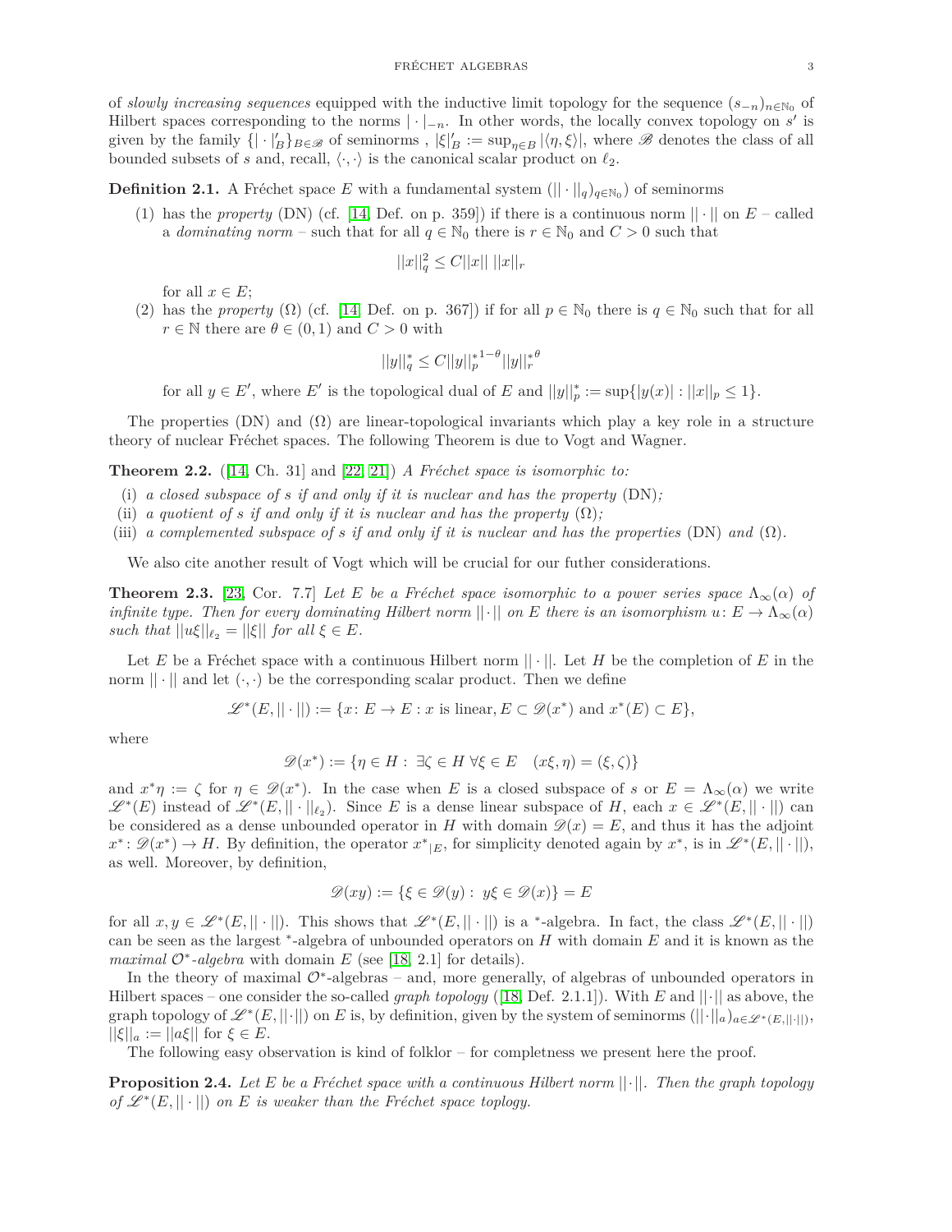of *slowly increasing sequences* equipped with the inductive limit topology for the sequence $(s_{-n})_{n\in\mathbb{N}_0}$ of Hilbert spaces corresponding to the norms $|\cdot|_{-n}$. In other words, the locally convex topology on $s'$ is given by the family $\{|\cdot|'_B\}_{B\in\mathscr{B}}$ of seminorms , $|\xi|'_B := \sup_{\eta\in B}|\langle\eta,\xi\rangle|$, where $\mathscr{B}$ denotes the class of all bounded subsets of $s$ and, recall, $\langle\cdot,\cdot\rangle$ is the canonical scalar product on $\ell_2$.

**Definition 2.1.** A Fréchet space $E$ with a fundamental system $(||\cdot||_q)_{q\in\mathbb{N}_0})$ of seminorms

(1) has the *property* (DN) (cf. [14, Def. on p. 359]) if there is a continuous norm $||\cdot||$ on $E$ – called a *dominating norm* – such that for all $q\in\mathbb{N}_0$ there is $r\in\mathbb{N}_0$ and $C>0$ such that

$$||x||_q^2 \leq C||x||\,||x||_r$$

for all $x\in E$;

(2) has the *property* $(\Omega)$ (cf. [14, Def. on p. 367]) if for all $p\in\mathbb{N}_0$ there is $q\in\mathbb{N}_0$ such that for all $r\in\mathbb{N}$ there are $\theta\in(0,1)$ and $C>0$ with

$$||y||_q^* \leq C{||y||_p^*}^{1-\theta}{||y||_r^*}^{\theta}$$

for all $y\in E'$, where $E'$ is the topological dual of $E$ and $||y||_p^* := \sup\{|y(x)| : ||x||_p \leq 1\}$.

The properties (DN) and $(\Omega)$ are linear-topological invariants which play a key role in a structure theory of nuclear Fréchet spaces. The following Theorem is due to Vogt and Wagner.

**Theorem 2.2.** ([14, Ch. 31] and [22, 21]) *A Fréchet space is isomorphic to:*

(i) *a closed subspace of $s$ if and only if it is nuclear and has the property* (DN)*;*

(ii) *a quotient of $s$ if and only if it is nuclear and has the property* $(\Omega)$*;*

(iii) *a complemented subspace of $s$ if and only if it is nuclear and has the properties* (DN) *and* $(\Omega)$*.*

We also cite another result of Vogt which will be crucial for our futher considerations.

**Theorem 2.3.** [23, Cor. 7.7] *Let $E$ be a Fréchet space isomorphic to a power series space $\Lambda_\infty(\alpha)$ of infinite type. Then for every dominating Hilbert norm $||\cdot||$ on $E$ there is an isomorphism $u\colon E\to\Lambda_\infty(\alpha)$ such that $||u\xi||_{\ell_2} = ||\xi||$ for all $\xi\in E$.*

Let $E$ be a Fréchet space with a continuous Hilbert norm $||\cdot||$. Let $H$ be the completion of $E$ in the norm $||\cdot||$ and let $(\cdot,\cdot)$ be the corresponding scalar product. Then we define

$$\mathscr{L}^*(E,||\cdot||) := \{x\colon E\to E : x \text{ is linear}, E\subset\mathscr{D}(x^*) \text{ and } x^*(E)\subset E\},$$

where

$$\mathscr{D}(x^*) := \{\eta\in H :\ \exists\zeta\in H\ \forall\xi\in E\quad (x\xi,\eta) = (\xi,\zeta)\}$$

and $x^*\eta := \zeta$ for $\eta\in\mathscr{D}(x^*)$. In the case when $E$ is a closed subspace of $s$ or $E = \Lambda_\infty(\alpha)$ we write $\mathscr{L}^*(E)$ instead of $\mathscr{L}^*(E,||\cdot||_{\ell_2})$. Since $E$ is a dense linear subspace of $H$, each $x\in\mathscr{L}^*(E,||\cdot||)$ can be considered as a dense unbounded operator in $H$ with domain $\mathscr{D}(x) = E$, and thus it has the adjoint $x^*\colon\mathscr{D}(x^*)\to H$. By definition, the operator ${x^*}_{|E}$, for simplicity denoted again by $x^*$, is in $\mathscr{L}^*(E,||\cdot||)$, as well. Moreover, by definition,

$$\mathscr{D}(xy) := \{\xi\in\mathscr{D}(y) :\ y\xi\in\mathscr{D}(x)\} = E$$

for all $x,y\in\mathscr{L}^*(E,||\cdot||)$. This shows that $\mathscr{L}^*(E,||\cdot||)$ is a $^*$-algebra. In fact, the class $\mathscr{L}^*(E,||\cdot||)$ can be seen as the largest $^*$-algebra of unbounded operators on $H$ with domain $E$ and it is known as the *maximal $\mathcal{O}^*$-algebra* with domain $E$ (see [18, 2.1] for details).

In the theory of maximal $\mathcal{O}^*$-algebras – and, more generally, of algebras of unbounded operators in Hilbert spaces – one consider the so-called *graph topology* ([18, Def. 2.1.1]). With $E$ and $||\cdot||$ as above, the graph topology of $\mathscr{L}^*(E,||\cdot||)$ on $E$ is, by definition, given by the system of seminorms $(||\cdot||_a)_{a\in\mathscr{L}^*(E,||\cdot||)}$, $||\xi||_a := ||a\xi||$ for $\xi\in E$.

The following easy observation is kind of folklor – for completness we present here the proof.

**Proposition 2.4.** *Let $E$ be a Fréchet space with a continuous Hilbert norm $||\cdot||$. Then the graph topology of $\mathscr{L}^*(E,||\cdot||)$ on $E$ is weaker than the Fréchet space toplogy.*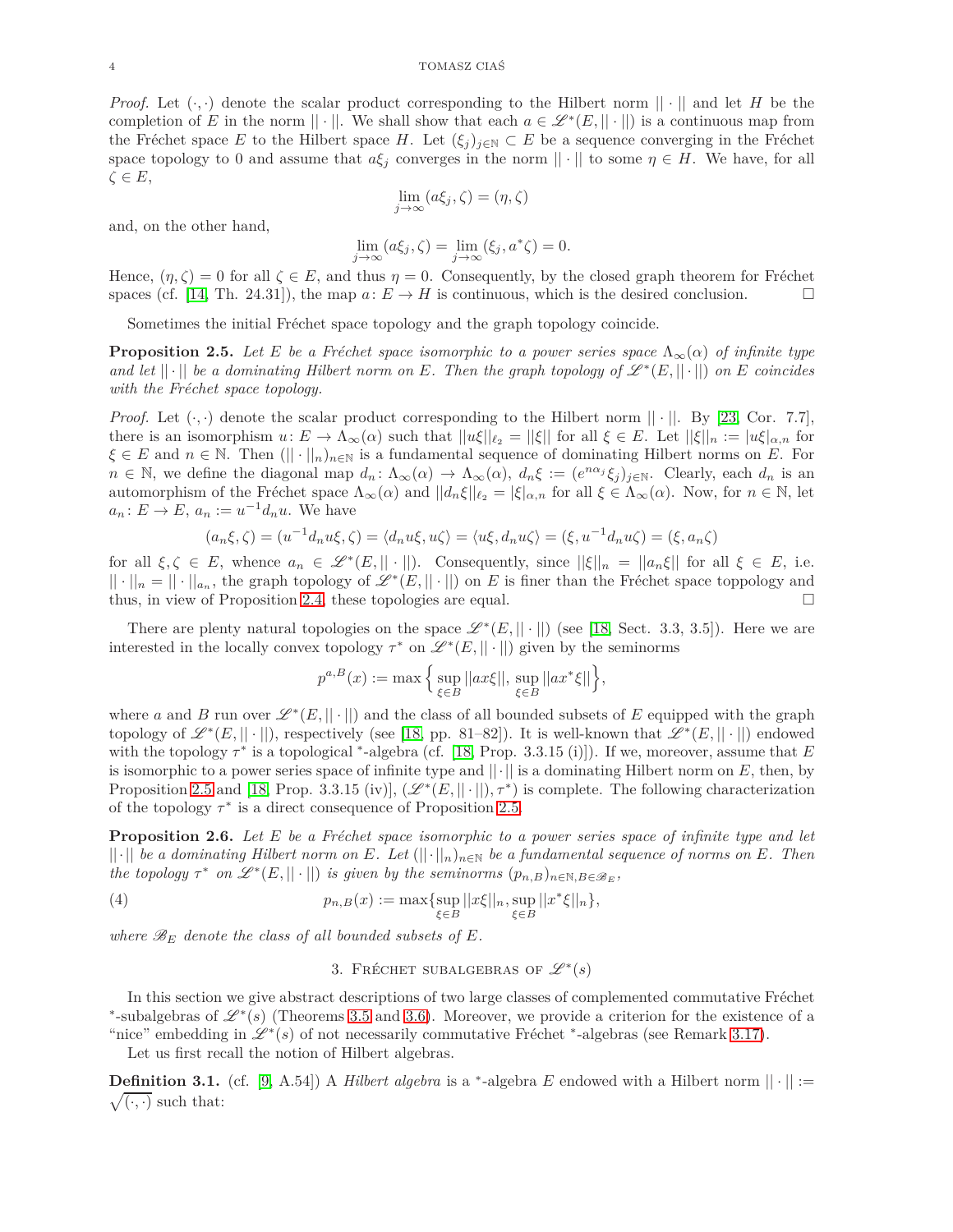*Proof.* Let $(\cdot,\cdot)$ denote the scalar product corresponding to the Hilbert norm $||\cdot||$ and let $H$ be the completion of $E$ in the norm $||\cdot||$. We shall show that each $a \in \mathscr{L}^*(E, ||\cdot||)$ is a continuous map from the Fréchet space $E$ to the Hilbert space $H$. Let $(\xi_j)_{j\in\mathbb{N}} \subset E$ be a sequence converging in the Fréchet space topology to 0 and assume that $a\xi_j$ converges in the norm $||\cdot||$ to some $\eta \in H$. We have, for all $\zeta \in E$,

$$\lim_{j\to\infty} (a\xi_j, \zeta) = (\eta, \zeta)$$

and, on the other hand,

$$\lim_{j\to\infty} (a\xi_j, \zeta) = \lim_{j\to\infty} (\xi_j, a^*\zeta) = 0.$$

Hence, $(\eta, \zeta) = 0$ for all $\zeta \in E$, and thus $\eta = 0$. Consequently, by the closed graph theorem for Fréchet spaces (cf. [14, Th. 24.31]), the map $a\colon E \to H$ is continuous, which is the desired conclusion. □

Sometimes the initial Fréchet space topology and the graph topology coincide.

**Proposition 2.5.** *Let $E$ be a Fréchet space isomorphic to a power series space $\Lambda_\infty(\alpha)$ of infinite type and let $||\cdot||$ be a dominating Hilbert norm on $E$. Then the graph topology of $\mathscr{L}^*(E, ||\cdot||)$ on $E$ coincides with the Fréchet space topology.*

*Proof.* Let $(\cdot,\cdot)$ denote the scalar product corresponding to the Hilbert norm $||\cdot||$. By [23, Cor. 7.7], there is an isomorphism $u\colon E \to \Lambda_\infty(\alpha)$ such that $||u\xi||_{\ell_2} = ||\xi||$ for all $\xi \in E$. Let $||\xi||_n := |u\xi|_{\alpha,n}$ for $\xi \in E$ and $n \in \mathbb{N}$. Then $(||\cdot||_n)_{n\in\mathbb{N}}$ is a fundamental sequence of dominating Hilbert norms on $E$. For $n \in \mathbb{N}$, we define the diagonal map $d_n\colon \Lambda_\infty(\alpha) \to \Lambda_\infty(\alpha)$, $d_n\xi := (e^{n\alpha_j}\xi_j)_{j\in\mathbb{N}}$. Clearly, each $d_n$ is an automorphism of the Fréchet space $\Lambda_\infty(\alpha)$ and $||d_n\xi||_{\ell_2} = |\xi|_{\alpha,n}$ for all $\xi \in \Lambda_\infty(\alpha)$. Now, for $n \in \mathbb{N}$, let $a_n\colon E \to E$, $a_n := u^{-1}d_n u$. We have

$$(a_n\xi, \zeta) = (u^{-1}d_n u\xi, \zeta) = \langle d_n u\xi, u\zeta\rangle = \langle u\xi, d_n u\zeta\rangle = (\xi, u^{-1}d_n u\zeta) = (\xi, a_n\zeta)$$

for all $\xi, \zeta \in E$, whence $a_n \in \mathscr{L}^*(E, ||\cdot||)$. Consequently, since $||\xi||_n = ||a_n\xi||$ for all $\xi \in E$, i.e. $||\cdot||_n = ||\cdot||_{a_n}$, the graph topology of $\mathscr{L}^*(E, ||\cdot||)$ on $E$ is finer than the Fréchet space toppology and thus, in view of Proposition 2.4, these topologies are equal. □

There are plenty natural topologies on the space $\mathscr{L}^*(E, ||\cdot||)$ (see [18, Sect. 3.3, 3.5]). Here we are interested in the locally convex topology $\tau^*$ on $\mathscr{L}^*(E, ||\cdot||)$ given by the seminorms

$$p^{a,B}(x) := \max\Big\{\sup_{\xi\in B} ||ax\xi||, \sup_{\xi\in B} ||ax^*\xi||\Big\},$$

where $a$ and $B$ run over $\mathscr{L}^*(E, ||\cdot||)$ and the class of all bounded subsets of $E$ equipped with the graph topology of $\mathscr{L}^*(E, ||\cdot||)$, respectively (see [18, pp. 81–82]). It is well-known that $\mathscr{L}^*(E, ||\cdot||)$ endowed with the topology $\tau^*$ is a topological $^*$-algebra (cf. [18, Prop. 3.3.15 (i)]). If we, moreover, assume that $E$ is isomorphic to a power series space of infinite type and $||\cdot||$ is a dominating Hilbert norm on $E$, then, by Proposition 2.5 and [18, Prop. 3.3.15 (iv)], $(\mathscr{L}^*(E, ||\cdot||), \tau^*)$ is complete. The following characterization of the topology $\tau^*$ is a direct consequence of Proposition 2.5.

**Proposition 2.6.** *Let $E$ be a Fréchet space isomorphic to a power series space of infinite type and let $||\cdot||$ be a dominating Hilbert norm on $E$. Let $(||\cdot||_n)_{n\in\mathbb{N}}$ be a fundamental sequence of norms on $E$. Then the topology $\tau^*$ on $\mathscr{L}^*(E, ||\cdot||)$ is given by the seminorms $(p_{n,B})_{n\in\mathbb{N}, B\in\mathscr{B}_E}$,*

$$p_{n,B}(x) := \max\{\sup_{\xi\in B} ||x\xi||_n, \sup_{\xi\in B} ||x^*\xi||_n\}, \tag{4}$$

*where $\mathscr{B}_E$ denote the class of all bounded subsets of $E$.*

## 3. Fréchet subalgebras of $\mathscr{L}^*(s)$

In this section we give abstract descriptions of two large classes of complemented commutative Fréchet $^*$-subalgebras of $\mathscr{L}^*(s)$ (Theorems 3.5 and 3.6). Moreover, we provide a criterion for the existence of a "nice" embedding in $\mathscr{L}^*(s)$ of not necessarily commutative Fréchet $^*$-algebras (see Remark 3.17).

Let us first recall the notion of Hilbert algebras.

**Definition 3.1.** (cf. [9, A.54]) A *Hilbert algebra* is a $^*$-algebra $E$ endowed with a Hilbert norm $||\cdot|| := \sqrt{(\cdot,\cdot)}$ such that: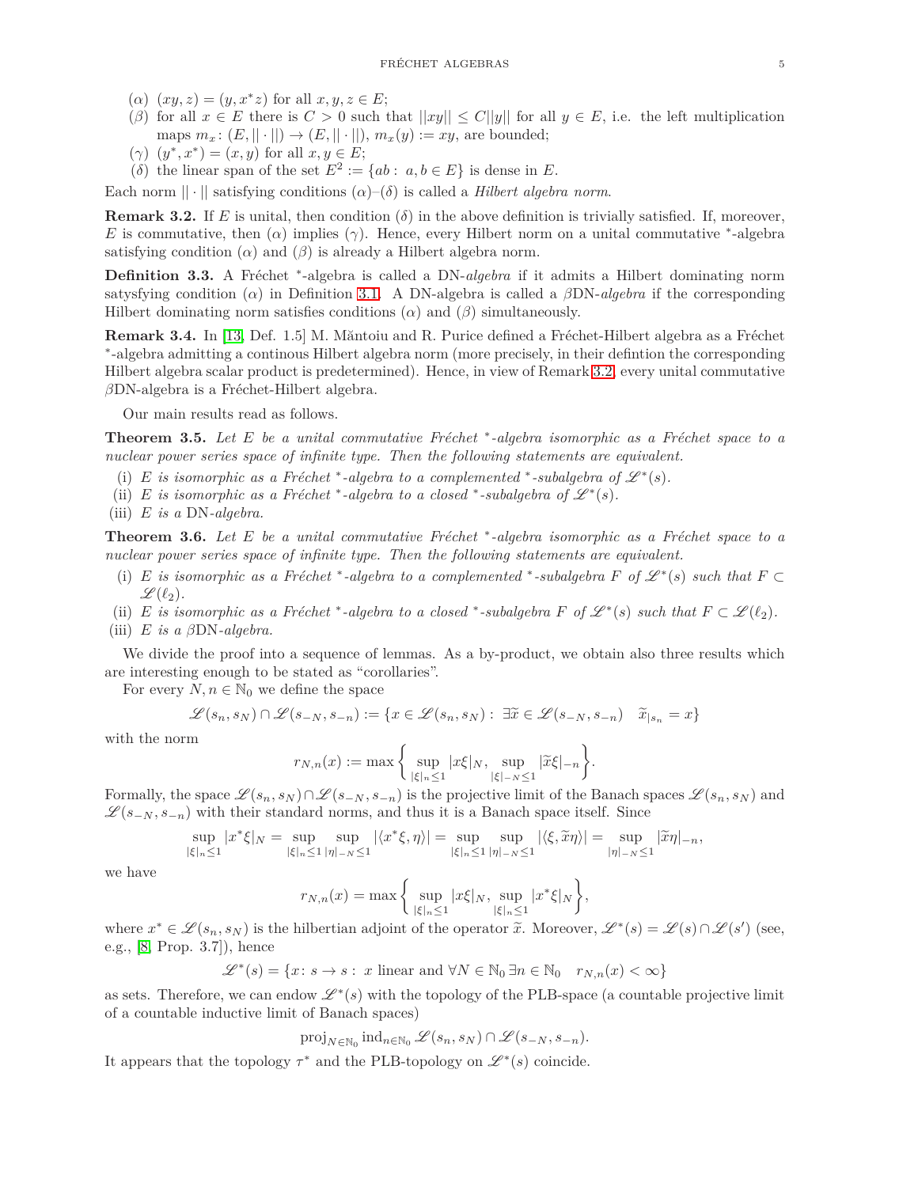($\alpha$) $(xy, z) = (y, x^*z)$ for all $x, y, z \in E$;

($\beta$) for all $x \in E$ there is $C > 0$ such that $||xy|| \leq C||y||$ for all $y \in E$, i.e. the left multiplication maps $m_x : (E, ||\cdot||) \to (E, ||\cdot||)$, $m_x(y) := xy$, are bounded;

($\gamma$) $(y^*, x^*) = (x, y)$ for all $x, y \in E$;

($\delta$) the linear span of the set $E^2 := \{ab : a, b \in E\}$ is dense in $E$.

Each norm $||\cdot||$ satisfying conditions ($\alpha$)–($\delta$) is called a *Hilbert algebra norm*.

**Remark 3.2.** If $E$ is unital, then condition ($\delta$) in the above definition is trivially satisfied. If, moreover, $E$ is commutative, then ($\alpha$) implies ($\gamma$). Hence, every Hilbert norm on a unital commutative $^*$-algebra satisfying condition ($\alpha$) and ($\beta$) is already a Hilbert algebra norm.

**Definition 3.3.** A Fréchet $^*$-algebra is called a DN-*algebra* if it admits a Hilbert dominating norm satysfying condition ($\alpha$) in Definition 3.1. A DN-algebra is called a $\beta$DN-*algebra* if the corresponding Hilbert dominating norm satisfies conditions ($\alpha$) and ($\beta$) simultaneously.

**Remark 3.4.** In [13, Def. 1.5] M. Măntoiu and R. Purice defined a Fréchet-Hilbert algebra as a Fréchet $^*$-algebra admitting a continous Hilbert algebra norm (more precisely, in their defintion the corresponding Hilbert algebra scalar product is predetermined). Hence, in view of Remark 3.2, every unital commutative $\beta$DN-algebra is a Fréchet-Hilbert algebra.

Our main results read as follows.

**Theorem 3.5.** *Let $E$ be a unital commutative Fréchet $^*$-algebra isomorphic as a Fréchet space to a nuclear power series space of infinite type. Then the following statements are equivalent.*

(i) *$E$ is isomorphic as a Fréchet $^*$-algebra to a complemented $^*$-subalgebra of $\mathscr{L}^*(s)$.*

(ii) *$E$ is isomorphic as a Fréchet $^*$-algebra to a closed $^*$-subalgebra of $\mathscr{L}^*(s)$.*

(iii) *$E$ is a* DN*-algebra.*

**Theorem 3.6.** *Let $E$ be a unital commutative Fréchet $^*$-algebra isomorphic as a Fréchet space to a nuclear power series space of infinite type. Then the following statements are equivalent.*

(i) *$E$ is isomorphic as a Fréchet $^*$-algebra to a complemented $^*$-subalgebra $F$ of $\mathscr{L}^*(s)$ such that $F \subset \mathscr{L}(\ell_2)$.*

(ii) *$E$ is isomorphic as a Fréchet $^*$-algebra to a closed $^*$-subalgebra $F$ of $\mathscr{L}^*(s)$ such that $F \subset \mathscr{L}(\ell_2)$.*

(iii) *$E$ is a $\beta$*DN*-algebra.*

We divide the proof into a sequence of lemmas. As a by-product, we obtain also three results which are interesting enough to be stated as "corollaries".

For every $N, n \in \mathbb{N}_0$ we define the space

$$\mathscr{L}(s_n, s_N) \cap \mathscr{L}(s_{-N}, s_{-n}) := \{x \in \mathscr{L}(s_n, s_N) : \exists \widetilde{x} \in \mathscr{L}(s_{-N}, s_{-n}) \quad \widetilde{x}_{|s_n} = x\}$$

with the norm

$$r_{N,n}(x) := \max\left\{ \sup_{|\xi|_n \leq 1} |x\xi|_N, \sup_{|\xi|_{-N} \leq 1} |\widetilde{x}\xi|_{-n} \right\}.$$

Formally, the space $\mathscr{L}(s_n, s_N) \cap \mathscr{L}(s_{-N}, s_{-n})$ is the projective limit of the Banach spaces $\mathscr{L}(s_n, s_N)$ and $\mathscr{L}(s_{-N}, s_{-n})$ with their standard norms, and thus it is a Banach space itself. Since

$$\sup_{|\xi|_n \leq 1} |x^*\xi|_N = \sup_{|\xi|_n \leq 1} \sup_{|\eta|_{-N} \leq 1} |\langle x^*\xi, \eta\rangle| = \sup_{|\xi|_n \leq 1} \sup_{|\eta|_{-N} \leq 1} |\langle \xi, \widetilde{x}\eta\rangle| = \sup_{|\eta|_{-N} \leq 1} |\widetilde{x}\eta|_{-n},$$

we have

$$r_{N,n}(x) = \max\left\{ \sup_{|\xi|_n \leq 1} |x\xi|_N, \sup_{|\xi|_n \leq 1} |x^*\xi|_N \right\},$$

where $x^* \in \mathscr{L}(s_n, s_N)$ is the hilbertian adjoint of the operator $\widetilde{x}$. Moreover, $\mathscr{L}^*(s) = \mathscr{L}(s) \cap \mathscr{L}(s')$ (see, e.g., [8, Prop. 3.7]), hence

$$\mathscr{L}^*(s) = \{x : s \to s : \ x \text{ linear and } \forall N \in \mathbb{N}_0 \ \exists n \in \mathbb{N}_0 \quad r_{N,n}(x) < \infty\}$$

as sets. Therefore, we can endow $\mathscr{L}^*(s)$ with the topology of the PLB-space (a countable projective limit of a countable inductive limit of Banach spaces)

$$\operatorname{proj}_{N\in\mathbb{N}_0} \operatorname{ind}_{n\in\mathbb{N}_0} \mathscr{L}(s_n, s_N) \cap \mathscr{L}(s_{-N}, s_{-n}).$$

It appears that the topology $\tau^*$ and the PLB-topology on $\mathscr{L}^*(s)$ coincide.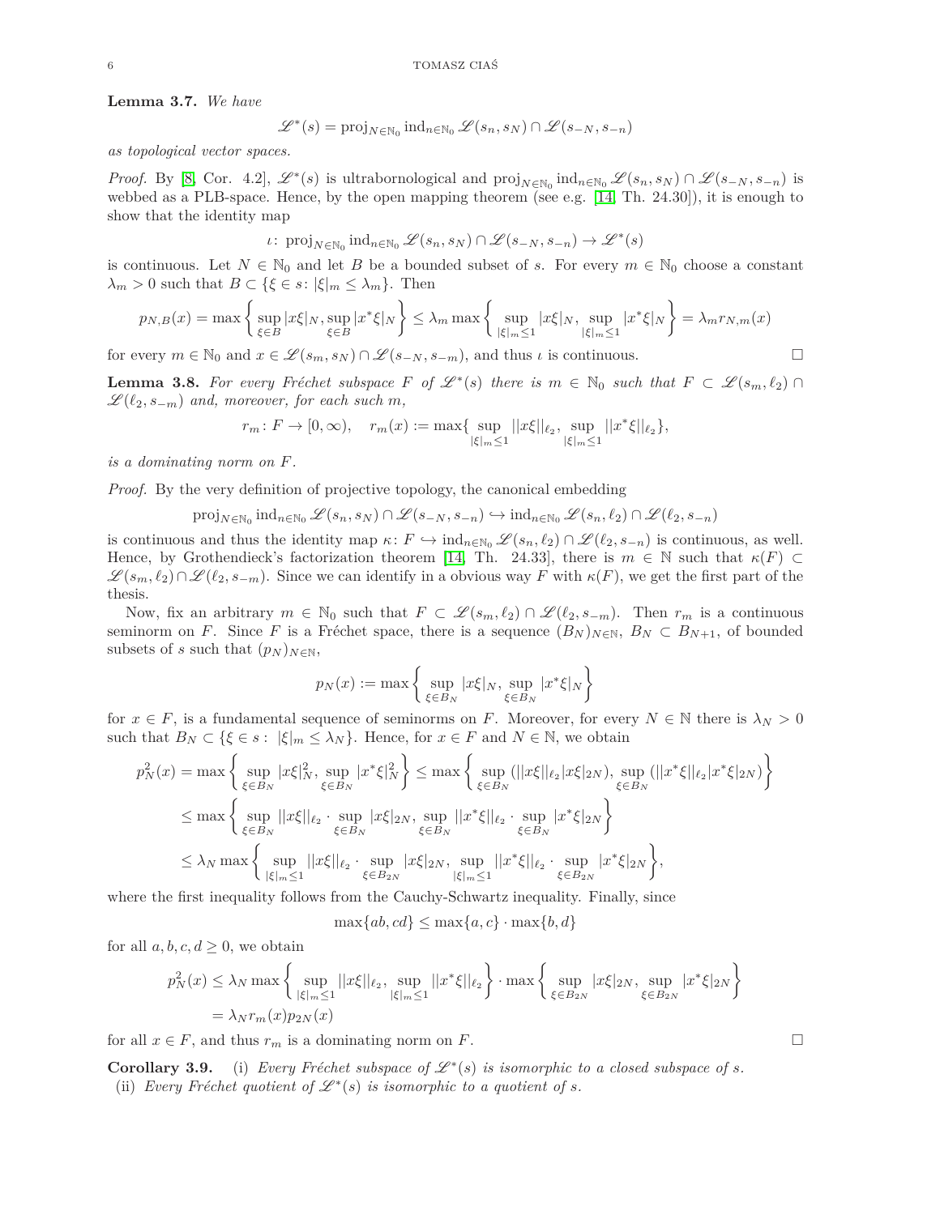**Lemma 3.7.** *We have*

$$\mathscr{L}^*(s) = \operatorname{proj}_{N\in\mathbb{N}_0} \operatorname{ind}_{n\in\mathbb{N}_0} \mathscr{L}(s_n, s_N) \cap \mathscr{L}(s_{-N}, s_{-n})$$

*as topological vector spaces.*

*Proof.* By [8, Cor. 4.2], $\mathscr{L}^*(s)$ is ultrabornological and $\operatorname{proj}_{N\in\mathbb{N}_0} \operatorname{ind}_{n\in\mathbb{N}_0} \mathscr{L}(s_n, s_N) \cap \mathscr{L}(s_{-N}, s_{-n})$ is webbed as a PLB-space. Hence, by the open mapping theorem (see e.g. [14, Th. 24.30]), it is enough to show that the identity map

$$\iota\colon \operatorname{proj}_{N\in\mathbb{N}_0} \operatorname{ind}_{n\in\mathbb{N}_0} \mathscr{L}(s_n, s_N) \cap \mathscr{L}(s_{-N}, s_{-n}) \to \mathscr{L}^*(s)$$

is continuous. Let $N \in \mathbb{N}_0$ and let $B$ be a bounded subset of $s$. For every $m \in \mathbb{N}_0$ choose a constant $\lambda_m > 0$ such that $B \subset \{\xi \in s\colon |\xi|_m \le \lambda_m\}$. Then

$$p_{N,B}(x) = \max\left\{\sup_{\xi\in B} |x\xi|_N, \sup_{\xi\in B} |x^*\xi|_N\right\} \le \lambda_m \max\left\{\sup_{|\xi|_m\le 1} |x\xi|_N, \sup_{|\xi|_m\le 1} |x^*\xi|_N\right\} = \lambda_m r_{N,m}(x)$$

for every $m \in \mathbb{N}_0$ and $x \in \mathscr{L}(s_m, s_N) \cap \mathscr{L}(s_{-N}, s_{-m})$, and thus $\iota$ is continuous. $\square$

**Lemma 3.8.** *For every Fréchet subspace $F$ of $\mathscr{L}^*(s)$ there is $m \in \mathbb{N}_0$ such that $F \subset \mathscr{L}(s_m, \ell_2) \cap \mathscr{L}(\ell_2, s_{-m})$ and, moreover, for each such $m$,*

$$r_m\colon F \to [0,\infty), \quad r_m(x) := \max\{\sup_{|\xi|_m\le 1} ||x\xi||_{\ell_2}, \sup_{|\xi|_m\le 1} ||x^*\xi||_{\ell_2}\},$$

*is a dominating norm on $F$.*

*Proof.* By the very definition of projective topology, the canonical embedding

$$\operatorname{proj}_{N\in\mathbb{N}_0} \operatorname{ind}_{n\in\mathbb{N}_0} \mathscr{L}(s_n, s_N) \cap \mathscr{L}(s_{-N}, s_{-n}) \hookrightarrow \operatorname{ind}_{n\in\mathbb{N}_0} \mathscr{L}(s_n, \ell_2) \cap \mathscr{L}(\ell_2, s_{-n})$$

is continuous and thus the identity map $\kappa\colon F \hookrightarrow \operatorname{ind}_{n\in\mathbb{N}_0} \mathscr{L}(s_n, \ell_2) \cap \mathscr{L}(\ell_2, s_{-n})$ is continuous, as well. Hence, by Grothendieck's factorization theorem [14, Th. 24.33], there is $m \in \mathbb{N}$ such that $\kappa(F) \subset \mathscr{L}(s_m, \ell_2) \cap \mathscr{L}(\ell_2, s_{-m})$. Since we can identify in a obvious way $F$ with $\kappa(F)$, we get the first part of the thesis.

Now, fix an arbitrary $m \in \mathbb{N}_0$ such that $F \subset \mathscr{L}(s_m, \ell_2) \cap \mathscr{L}(\ell_2, s_{-m})$. Then $r_m$ is a continuous seminorm on $F$. Since $F$ is a Fréchet space, there is a sequence $(B_N)_{N\in\mathbb{N}}$, $B_N \subset B_{N+1}$, of bounded subsets of $s$ such that $(p_N)_{N\in\mathbb{N}}$,

$$p_N(x) := \max\left\{\sup_{\xi\in B_N} |x\xi|_N, \sup_{\xi\in B_N} |x^*\xi|_N\right\}$$

for $x \in F$, is a fundamental sequence of seminorms on $F$. Moreover, for every $N \in \mathbb{N}$ there is $\lambda_N > 0$ such that $B_N \subset \{\xi \in s:\ |\xi|_m \le \lambda_N\}$. Hence, for $x \in F$ and $N \in \mathbb{N}$, we obtain

$$\begin{aligned}
p_N^2(x) &= \max\left\{\sup_{\xi\in B_N} |x\xi|_N^2, \sup_{\xi\in B_N} |x^*\xi|_N^2\right\} \le \max\left\{\sup_{\xi\in B_N} (||x\xi||_{\ell_2}|x\xi|_{2N}), \sup_{\xi\in B_N} (||x^*\xi||_{\ell_2}|x^*\xi|_{2N})\right\} \\
&\le \max\left\{\sup_{\xi\in B_N} ||x\xi||_{\ell_2} \cdot \sup_{\xi\in B_N} |x\xi|_{2N}, \sup_{\xi\in B_N} ||x^*\xi||_{\ell_2} \cdot \sup_{\xi\in B_N} |x^*\xi|_{2N}\right\} \\
&\le \lambda_N \max\left\{\sup_{|\xi|_m\le 1} ||x\xi||_{\ell_2} \cdot \sup_{\xi\in B_{2N}} |x\xi|_{2N}, \sup_{|\xi|_m\le 1} ||x^*\xi||_{\ell_2} \cdot \sup_{\xi\in B_{2N}} |x^*\xi|_{2N}\right\},
\end{aligned}$$

where the first inequality follows from the Cauchy-Schwartz inequality. Finally, since

$$\max\{ab, cd\} \le \max\{a, c\} \cdot \max\{b, d\}$$

for all $a, b, c, d \ge 0$, we obtain

$$\begin{aligned}
p_N^2(x) &\le \lambda_N \max\left\{\sup_{|\xi|_m\le 1} ||x\xi||_{\ell_2}, \sup_{|\xi|_m\le 1} ||x^*\xi||_{\ell_2}\right\} \cdot \max\left\{\sup_{\xi\in B_{2N}} |x\xi|_{2N}, \sup_{\xi\in B_{2N}} |x^*\xi|_{2N}\right\} \\
&= \lambda_N r_m(x) p_{2N}(x)
\end{aligned}$$

for all $x \in F$, and thus $r_m$ is a dominating norm on $F$. $\square$

**Corollary 3.9.** (i) *Every Fréchet subspace of $\mathscr{L}^*(s)$ is isomorphic to a closed subspace of $s$.*
(ii) *Every Fréchet quotient of $\mathscr{L}^*(s)$ is isomorphic to a quotient of $s$.*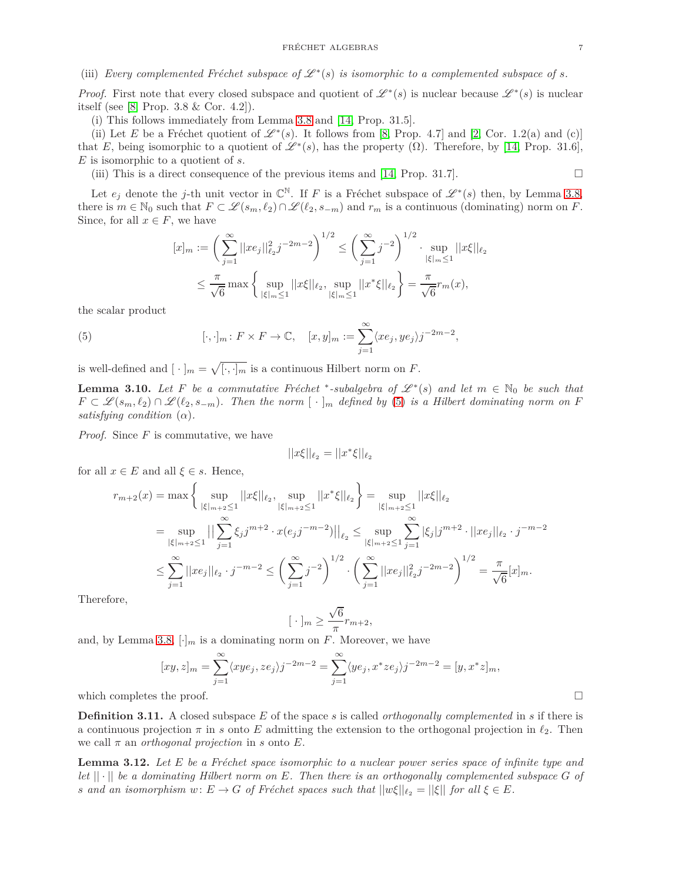(iii) *Every complemented Fréchet subspace of $\mathscr{L}^*(s)$ is isomorphic to a complemented subspace of $s$.*

*Proof.* First note that every closed subspace and quotient of $\mathscr{L}^*(s)$ is nuclear because $\mathscr{L}^*(s)$ is nuclear itself (see [8, Prop. 3.8 & Cor. 4.2]).

(i) This follows immediately from Lemma 3.8 and [14, Prop. 31.5].

(ii) Let $E$ be a Fréchet quotient of $\mathscr{L}^*(s)$. It follows from [8, Prop. 4.7] and [2, Cor. 1.2(a) and (c)] that $E$, being isomorphic to a quotient of $\mathscr{L}^*(s)$, has the property $(\Omega)$. Therefore, by [14, Prop. 31.6], $E$ is isomorphic to a quotient of $s$.

(iii) This is a direct consequence of the previous items and [14, Prop. 31.7]. □

Let $e_j$ denote the $j$-th unit vector in $\mathbb{C}^{\mathbb{N}}$. If $F$ is a Fréchet subspace of $\mathscr{L}^*(s)$ then, by Lemma 3.8, there is $m \in \mathbb{N}_0$ such that $F \subset \mathscr{L}(s_m, \ell_2) \cap \mathscr{L}(\ell_2, s_{-m})$ and $r_m$ is a continuous (dominating) norm on $F$. Since, for all $x \in F$, we have

$$[x]_m := \left(\sum_{j=1}^{\infty} ||xe_j||_{\ell_2}^2 j^{-2m-2}\right)^{1/2} \le \left(\sum_{j=1}^{\infty} j^{-2}\right)^{1/2} \cdot \sup_{|\xi|_m \le 1} ||x\xi||_{\ell_2}$$
$$\le \frac{\pi}{\sqrt{6}} \max\left\{\sup_{|\xi|_m \le 1} ||x\xi||_{\ell_2}, \sup_{|\xi|_m \le 1} ||x^*\xi||_{\ell_2}\right\} = \frac{\pi}{\sqrt{6}} r_m(x),$$

the scalar product

$$[\cdot,\cdot]_m \colon F \times F \to \mathbb{C}, \quad [x,y]_m := \sum_{j=1}^{\infty} \langle xe_j, ye_j\rangle j^{-2m-2}, \tag{5}$$

is well-defined and $[\,\cdot\,]_m = \sqrt{[\cdot,\cdot]_m}$ is a continuous Hilbert norm on $F$.

**Lemma 3.10.** *Let $F$ be a commutative Fréchet $^*$-subalgebra of $\mathscr{L}^*(s)$ and let $m \in \mathbb{N}_0$ be such that $F \subset \mathscr{L}(s_m, \ell_2) \cap \mathscr{L}(\ell_2, s_{-m})$. Then the norm $[\,\cdot\,]_m$ defined by (5) is a Hilbert dominating norm on $F$ satisfying condition $(\alpha)$.*

*Proof.* Since $F$ is commutative, we have

$$||x\xi||_{\ell_2} = ||x^*\xi||_{\ell_2}$$

for all $x \in E$ and all $\xi \in s$. Hence,

$$r_{m+2}(x) = \max\left\{\sup_{|\xi|_{m+2} \le 1} ||x\xi||_{\ell_2}, \sup_{|\xi|_{m+2} \le 1} ||x^*\xi||_{\ell_2}\right\} = \sup_{|\xi|_{m+2} \le 1} ||x\xi||_{\ell_2}$$
$$= \sup_{|\xi|_{m+2} \le 1} \Big|\Big|\sum_{j=1}^{\infty} \xi_j j^{m+2} \cdot x(e_j j^{-m-2})\Big|\Big|_{\ell_2} \le \sup_{|\xi|_{m+2} \le 1} \sum_{j=1}^{\infty} |\xi_j| j^{m+2} \cdot ||xe_j||_{\ell_2} \cdot j^{-m-2}$$
$$\le \sum_{j=1}^{\infty} ||xe_j||_{\ell_2} \cdot j^{-m-2} \le \left(\sum_{j=1}^{\infty} j^{-2}\right)^{1/2} \cdot \left(\sum_{j=1}^{\infty} ||xe_j||_{\ell_2}^2 j^{-2m-2}\right)^{1/2} = \frac{\pi}{\sqrt{6}} [x]_m.$$

Therefore,

$$[\,\cdot\,]_m \ge \frac{\sqrt{6}}{\pi} r_{m+2},$$

and, by Lemma 3.8, $[\cdot]_m$ is a dominating norm on $F$. Moreover, we have

$$[xy, z]_m = \sum_{j=1}^{\infty} \langle xye_j, ze_j\rangle j^{-2m-2} = \sum_{j=1}^{\infty} \langle ye_j, x^*ze_j\rangle j^{-2m-2} = [y, x^*z]_m,$$

which completes the proof. □

**Definition 3.11.** A closed subspace $E$ of the space $s$ is called *orthogonally complemented* in $s$ if there is a continuous projection $\pi$ in $s$ onto $E$ admitting the extension to the orthogonal projection in $\ell_2$. Then we call $\pi$ an *orthogonal projection* in $s$ onto $E$.

**Lemma 3.12.** *Let $E$ be a Fréchet space isomorphic to a nuclear power series space of infinite type and let $||\cdot||$ be a dominating Hilbert norm on $E$. Then there is an orthogonally complemented subspace $G$ of $s$ and an isomorphism $w \colon E \to G$ of Fréchet spaces such that $||w\xi||_{\ell_2} = ||\xi||$ for all $\xi \in E$.*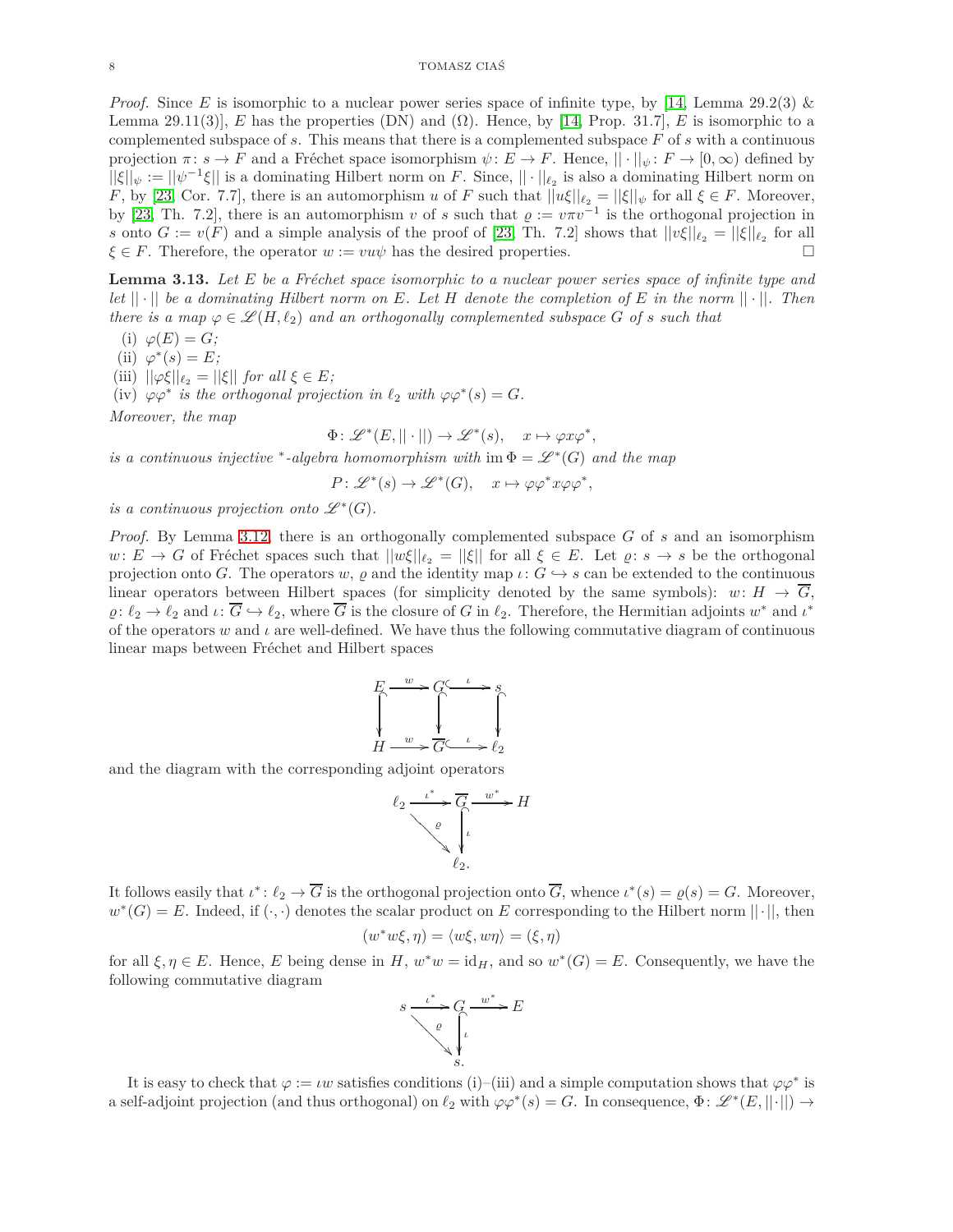*Proof.* Since $E$ is isomorphic to a nuclear power series space of infinite type, by [14, Lemma 29.2(3) & Lemma 29.11(3)], $E$ has the properties (DN) and ($\Omega$). Hence, by [14, Prop. 31.7], $E$ is isomorphic to a complemented subspace of $s$. This means that there is a complemented subspace $F$ of $s$ with a continuous projection $\pi\colon s \to F$ and a Fréchet space isomorphism $\psi\colon E \to F$. Hence, $||\cdot||_\psi\colon F \to [0,\infty)$ defined by $||\xi||_\psi := ||\psi^{-1}\xi||$ is a dominating Hilbert norm on $F$. Since, $||\cdot||_{\ell_2}$ is also a dominating Hilbert norm on $F$, by [23, Cor. 7.7], there is an automorphism $u$ of $F$ such that $||u\xi||_{\ell_2} = ||\xi||_\psi$ for all $\xi \in F$. Moreover, by [23, Th. 7.2], there is an automorphism $v$ of $s$ such that $\varrho := v\pi v^{-1}$ is the orthogonal projection in $s$ onto $G := v(F)$ and a simple analysis of the proof of [23, Th. 7.2] shows that $||v\xi||_{\ell_2} = ||\xi||_{\ell_2}$ for all $\xi \in F$. Therefore, the operator $w := vu\psi$ has the desired properties. $\square$

**Lemma 3.13.** *Let $E$ be a Fréchet space isomorphic to a nuclear power series space of infinite type and let $||\cdot||$ be a dominating Hilbert norm on $E$. Let $H$ denote the completion of $E$ in the norm $||\cdot||$. Then there is a map $\varphi \in \mathscr{L}(H,\ell_2)$ and an orthogonally complemented subspace $G$ of $s$ such that*

- (i) $\varphi(E) = G$;
- (ii) $\varphi^*(s) = E$;
- (iii) $||\varphi\xi||_{\ell_2} = ||\xi||$ *for all* $\xi \in E$;
- (iv) $\varphi\varphi^*$ *is the orthogonal projection in* $\ell_2$ *with* $\varphi\varphi^*(s) = G$.

*Moreover, the map*

$$\Phi\colon \mathscr{L}^*(E, ||\cdot||) \to \mathscr{L}^*(s), \quad x \mapsto \varphi x \varphi^*,$$

*is a continuous injective* $^*$*-algebra homomorphism with* $\operatorname{im}\Phi = \mathscr{L}^*(G)$ *and the map*

$$P\colon \mathscr{L}^*(s) \to \mathscr{L}^*(G), \quad x \mapsto \varphi\varphi^* x \varphi\varphi^*,$$

*is a continuous projection onto* $\mathscr{L}^*(G)$.

*Proof.* By Lemma 3.12, there is an orthogonally complemented subspace $G$ of $s$ and an isomorphism $w\colon E \to G$ of Fréchet spaces such that $||w\xi||_{\ell_2} = ||\xi||$ for all $\xi \in E$. Let $\varrho\colon s \to s$ be the orthogonal projection onto $G$. The operators $w$, $\varrho$ and the identity map $\iota\colon G \hookrightarrow s$ can be extended to the continuous linear operators between Hilbert spaces (for simplicity denoted by the same symbols): $w\colon H \to \overline{G}$, $\varrho\colon \ell_2 \to \ell_2$ and $\iota\colon \overline{G} \hookrightarrow \ell_2$, where $\overline{G}$ is the closure of $G$ in $\ell_2$. Therefore, the Hermitian adjoints $w^*$ and $\iota^*$ of the operators $w$ and $\iota$ are well-defined. We have thus the following commutative diagram of continuous linear maps between Fréchet and Hilbert spaces

$$\begin{array}{ccccc}
E & \xrightarrow{w} & G & \xhookrightarrow{\iota} & s \\
\downarrow & & \downarrow & & \downarrow \\
H & \xrightarrow{w} & \overline{G} & \xhookrightarrow{\iota} & \ell_2
\end{array}$$

and the diagram with the corresponding adjoint operators

$$\begin{array}{ccccc}
\ell_2 & \xrightarrow{\iota^*} & \overline{G} & \xrightarrow{w^*} & H \\
& \searrow^{\varrho} & \downarrow{\iota} & & \\
& & \ell_2. & &
\end{array}$$

It follows easily that $\iota^*\colon \ell_2 \to \overline{G}$ is the orthogonal projection onto $\overline{G}$, whence $\iota^*(s) = \varrho(s) = G$. Moreover, $w^*(G) = E$. Indeed, if $(\cdot,\cdot)$ denotes the scalar product on $E$ corresponding to the Hilbert norm $||\cdot||$, then

$$(w^*w\xi, \eta) = \langle w\xi, w\eta\rangle = (\xi, \eta)$$

for all $\xi, \eta \in E$. Hence, $E$ being dense in $H$, $w^*w = \mathrm{id}_H$, and so $w^*(G) = E$. Consequently, we have the following commutative diagram

$$\begin{array}{ccccc}
s & \xrightarrow{\iota^*} & G & \xrightarrow{w^*} & E \\
& \searrow^{\varrho} & \downarrow{\iota} & & \\
& & s. & &
\end{array}$$

It is easy to check that $\varphi := \iota w$ satisfies conditions (i)–(iii) and a simple computation shows that $\varphi\varphi^*$ is a self-adjoint projection (and thus orthogonal) on $\ell_2$ with $\varphi\varphi^*(s) = G$. In consequence, $\Phi\colon \mathscr{L}^*(E, ||\cdot||) \to$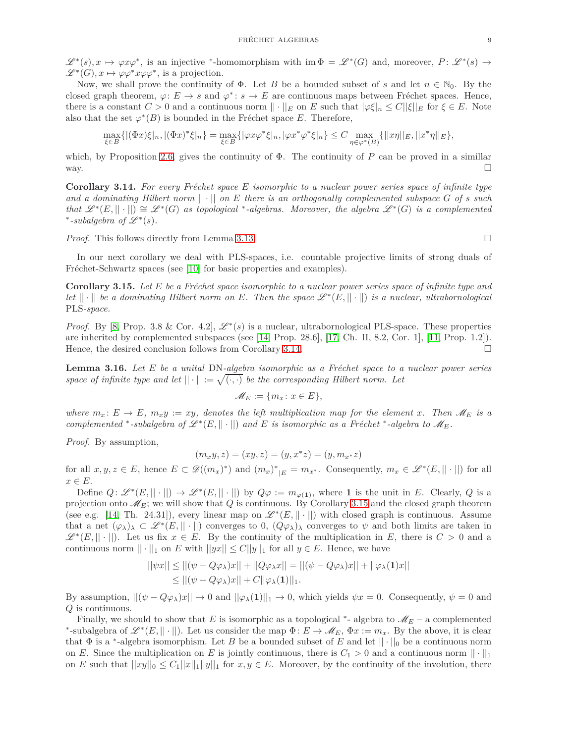$\mathscr{L}^*(s), x \mapsto \varphi x \varphi^*$, is an injective $^*$-homomorphism with $\operatorname{im}\Phi = \mathscr{L}^*(G)$ and, moreover, $P\colon \mathscr{L}^*(s) \to \mathscr{L}^*(G), x \mapsto \varphi\varphi^* x \varphi\varphi^*$, is a projection.

Now, we shall prove the continuity of $\Phi$. Let $B$ be a bounded subset of $s$ and let $n \in \mathbb{N}_0$. By the closed graph theorem, $\varphi\colon E \to s$ and $\varphi^*\colon s \to E$ are continuous maps between Fréchet spaces. Hence, there is a constant $C > 0$ and a continuous norm $||\cdot||_E$ on $E$ such that $|\varphi\xi|_n \leq C||\xi||_E$ for $\xi \in E$. Note also that the set $\varphi^*(B)$ is bounded in the Fréchet space $E$. Therefore,

$$\max_{\xi\in B}\{|(\Phi x)\xi|_n, |(\Phi x)^*\xi|_n\} = \max_{\xi\in B}\{|\varphi x\varphi^*\xi|_n, |\varphi x^*\varphi^*\xi|_n\} \leq C \max_{\eta\in\varphi^*(B)}\{||x\eta||_E, ||x^*\eta||_E\},$$

which, by Proposition 2.6, gives the continuity of $\Phi$. The continuity of $P$ can be proved in a simillar way. □

**Corollary 3.14.** *For every Fréchet space $E$ isomorphic to a nuclear power series space of infinite type and a dominating Hilbert norm $||\cdot||$ on $E$ there is an orthogonally complemented subspace $G$ of $s$ such that $\mathscr{L}^*(E, ||\cdot||) \cong \mathscr{L}^*(G)$ as topological $^*$-algebras. Moreover, the algebra $\mathscr{L}^*(G)$ is a complemented $^*$-subalgebra of $\mathscr{L}^*(s)$.*

*Proof.* This follows directly from Lemma 3.13. □

In our next corollary we deal with PLS-spaces, i.e. countable projective limits of strong duals of Fréchet-Schwartz spaces (see [10] for basic properties and examples).

**Corollary 3.15.** *Let $E$ be a Fréchet space isomorphic to a nuclear power series space of infinite type and let $||\cdot||$ be a dominating Hilbert norm on $E$. Then the space $\mathscr{L}^*(E, ||\cdot||)$ is a nuclear, ultrabornological* PLS*-space.*

*Proof.* By [8, Prop. 3.8 & Cor. 4.2], $\mathscr{L}^*(s)$ is a nuclear, ultrabornological PLS-space. These properties are inherited by complemented subspaces (see [14, Prop. 28.6], [17, Ch. II, 8.2, Cor. 1], [11, Prop. 1.2]). Hence, the desired conclusion follows from Corollary 3.14. □

**Lemma 3.16.** *Let $E$ be a unital* DN*-algebra isomorphic as a Fréchet space to a nuclear power series space of infinite type and let $||\cdot|| := \sqrt{(\cdot,\cdot)}$ be the corresponding Hilbert norm. Let*

$$\mathscr{M}_E := \{m_x\colon x \in E\},$$

*where $m_x\colon E \to E$, $m_x y := xy$, denotes the left multiplication map for the element $x$. Then $\mathscr{M}_E$ is a complemented $^*$-subalgebra of $\mathscr{L}^*(E, ||\cdot||)$ and $E$ is isomorphic as a Fréchet $^*$-algebra to $\mathscr{M}_E$.*

*Proof.* By assumption,

$$(m_x y, z) = (xy, z) = (y, x^* z) = (y, m_{x^*} z)$$

for all $x, y, z \in E$, hence $E \subset \mathscr{D}((m_x)^*)$ and $(m_x)^*{}_{|E} = m_{x^*}$. Consequently, $m_x \in \mathscr{L}^*(E, ||\cdot||)$ for all $x \in E$.

Define $Q\colon \mathscr{L}^*(E, ||\cdot||) \to \mathscr{L}^*(E, ||\cdot||)$ by $Q\varphi := m_{\varphi(\mathbf{1})}$, where $\mathbf{1}$ is the unit in $E$. Clearly, $Q$ is a projection onto $\mathscr{M}_E$; we will show that $Q$ is continuous. By Corollary 3.15 and the closed graph theorem (see e.g. [14, Th. 24.31]), every linear map on $\mathscr{L}^*(E, ||\cdot||)$ with closed graph is continuous. Assume that a net $(\varphi_\lambda)_\lambda \subset \mathscr{L}^*(E, ||\cdot||)$ converges to 0, $(Q\varphi_\lambda)_\lambda$ converges to $\psi$ and both limits are taken in $\mathscr{L}^*(E, ||\cdot||)$. Let us fix $x \in E$. By the continuity of the multiplication in $E$, there is $C > 0$ and a continuous norm $||\cdot||_1$ on $E$ with $||yx|| \leq C||y||_1$ for all $y \in E$. Hence, we have

$$\begin{aligned}
||\psi x|| &\leq ||(\psi - Q\varphi_\lambda)x|| + ||Q\varphi_\lambda x|| = ||(\psi - Q\varphi_\lambda)x|| + ||\varphi_\lambda(\mathbf{1})x|| \\
&\leq ||(\psi - Q\varphi_\lambda)x|| + C||\varphi_\lambda(\mathbf{1})||_1.
\end{aligned}$$

By assumption, $||(\psi - Q\varphi_\lambda)x|| \to 0$ and $||\varphi_\lambda(\mathbf{1})||_1 \to 0$, which yields $\psi x = 0$. Consequently, $\psi = 0$ and $Q$ is continuous.

Finally, we should to show that $E$ is isomorphic as a topological $^*$- algebra to $\mathscr{M}_E$ – a complemented $^*$-subalgebra of $\mathscr{L}^*(E, ||\cdot||)$. Let us consider the map $\Phi\colon E \to \mathscr{M}_E$, $\Phi x := m_x$. By the above, it is clear that $\Phi$ is a $^*$-algebra isomorphism. Let $B$ be a bounded subset of $E$ and let $||\cdot||_0$ be a continuous norm on $E$. Since the multiplication on $E$ is jointly continuous, there is $C_1 > 0$ and a continuous norm $||\cdot||_1$ on $E$ such that $||xy||_0 \leq C_1||x||_1||y||_1$ for $x, y \in E$. Moreover, by the continuity of the involution, there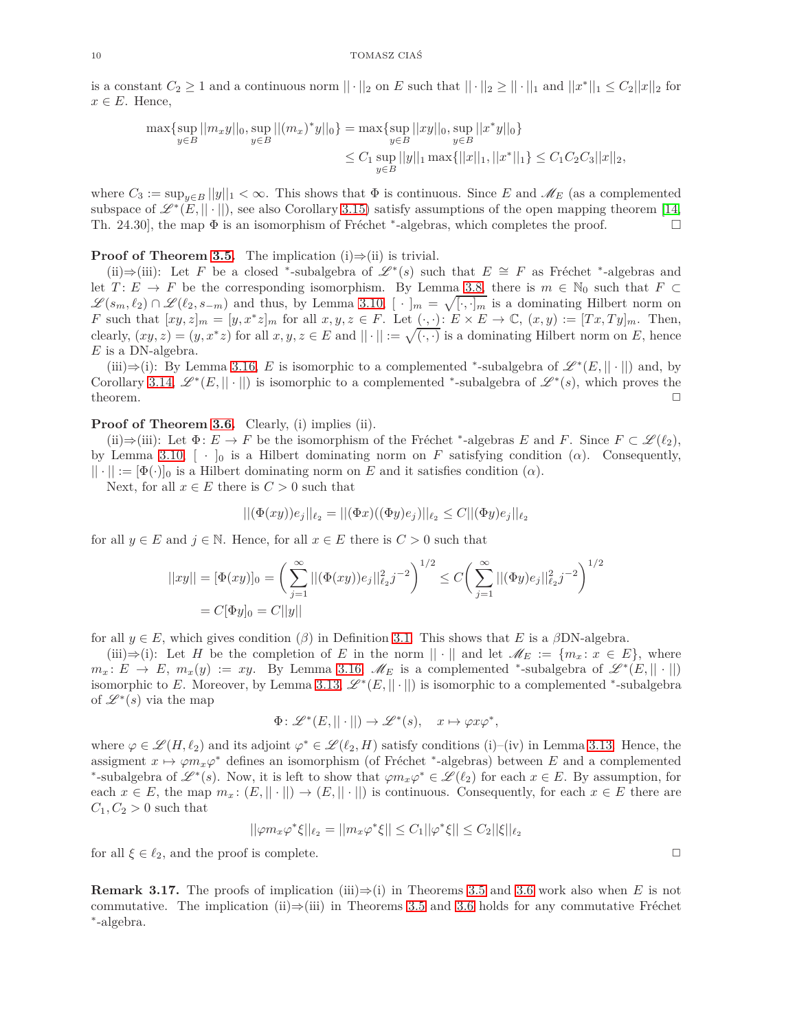is a constant $C_2 \geq 1$ and a continuous norm $||\cdot||_2$ on $E$ such that $||\cdot||_2 \geq ||\cdot||_1$ and $||x^*||_1 \leq C_2||x||_2$ for $x \in E$. Hence,

$$\max\{\sup_{y\in B}||m_x y||_0, \sup_{y\in B}||(m_x)^* y||_0\} = \max\{\sup_{y\in B}||xy||_0, \sup_{y\in B}||x^* y||_0\}$$
$$\leq C_1 \sup_{y\in B}||y||_1 \max\{||x||_1, ||x^*||_1\} \leq C_1C_2C_3||x||_2,$$

where $C_3 := \sup_{y\in B}||y||_1 < \infty$. This shows that $\Phi$ is continuous. Since $E$ and $\mathscr{M}_E$ (as a complemented subspace of $\mathscr{L}^*(E, ||\cdot||)$, see also Corollary 3.15) satisfy assumptions of the open mapping theorem [14, Th. 24.30], the map $\Phi$ is an isomorphism of Fréchet $^*$-algebras, which completes the proof. □

**Proof of Theorem 3.5.** The implication (i)⇒(ii) is trivial.

(ii)⇒(iii): Let $F$ be a closed $^*$-subalgebra of $\mathscr{L}^*(s)$ such that $E \cong F$ as Fréchet $^*$-algebras and let $T\colon E \to F$ be the corresponding isomorphism. By Lemma 3.8, there is $m \in \mathbb{N}_0$ such that $F \subset \mathscr{L}(s_m, \ell_2) \cap \mathscr{L}(\ell_2, s_{-m})$ and thus, by Lemma 3.10, $[\,\cdot\,]_m = \sqrt{[\cdot,\cdot]_m}$ is a dominating Hilbert norm on $F$ such that $[xy, z]_m = [y, x^*z]_m$ for all $x, y, z \in F$. Let $(\cdot,\cdot)\colon E \times E \to \mathbb{C}$, $(x, y) := [Tx, Ty]_m$. Then, clearly, $(xy, z) = (y, x^*z)$ for all $x, y, z \in E$ and $||\cdot|| := \sqrt{(\cdot,\cdot)}$ is a dominating Hilbert norm on $E$, hence $E$ is a DN-algebra.

(iii)⇒(i): By Lemma 3.16, $E$ is isomorphic to a complemented $^*$-subalgebra of $\mathscr{L}^*(E, ||\cdot||)$ and, by Corollary 3.14, $\mathscr{L}^*(E, ||\cdot||)$ is isomorphic to a complemented $^*$-subalgebra of $\mathscr{L}^*(s)$, which proves the theorem. □

**Proof of Theorem 3.6.** Clearly, (i) implies (ii).

(ii)⇒(iii): Let $\Phi\colon E \to F$ be the isomorphism of the Fréchet $^*$-algebras $E$ and $F$. Since $F \subset \mathscr{L}(\ell_2)$, by Lemma 3.10, $[\,\cdot\,]_0$ is a Hilbert dominating norm on $F$ satisfying condition ($\alpha$). Consequently, $||\cdot|| := [\Phi(\cdot)]_0$ is a Hilbert dominating norm on $E$ and it satisfies condition ($\alpha$).

Next, for all $x \in E$ there is $C > 0$ such that

$$||(\Phi(xy))e_j||_{\ell_2} = ||(\Phi x)((\Phi y)e_j)||_{\ell_2} \leq C||(\Phi y)e_j||_{\ell_2}$$

for all $y \in E$ and $j \in \mathbb{N}$. Hence, for all $x \in E$ there is $C > 0$ such that

$$||xy|| = [\Phi(xy)]_0 = \bigg(\sum_{j=1}^{\infty}||(\Phi(xy))e_j||_{\ell_2}^2 j^{-2}\bigg)^{1/2} \leq C\bigg(\sum_{j=1}^{\infty}||(\Phi y)e_j||_{\ell_2}^2 j^{-2}\bigg)^{1/2}$$
$$= C[\Phi y]_0 = C||y||$$

for all $y \in E$, which gives condition ($\beta$) in Definition 3.1. This shows that $E$ is a $\beta$DN-algebra.

(iii)⇒(i): Let $H$ be the completion of $E$ in the norm $||\cdot||$ and let $\mathscr{M}_E := \{m_x : x \in E\}$, where $m_x\colon E \to E$, $m_x(y) := xy$. By Lemma 3.16, $\mathscr{M}_E$ is a complemented $^*$-subalgebra of $\mathscr{L}^*(E, ||\cdot||)$ isomorphic to $E$. Moreover, by Lemma 3.13, $\mathscr{L}^*(E, ||\cdot||)$ is isomorphic to a complemented $^*$-subalgebra of $\mathscr{L}^*(s)$ via the map

$$\Phi\colon \mathscr{L}^*(E, ||\cdot||) \to \mathscr{L}^*(s), \quad x \mapsto \varphi x \varphi^*,$$

where $\varphi \in \mathscr{L}(H, \ell_2)$ and its adjoint $\varphi^* \in \mathscr{L}(\ell_2, H)$ satisfy conditions (i)–(iv) in Lemma 3.13. Hence, the assigment $x \mapsto \varphi m_x \varphi^*$ defines an isomorphism (of Fréchet $^*$-algebras) between $E$ and a complemented $^*$-subalgebra of $\mathscr{L}^*(s)$. Now, it is left to show that $\varphi m_x \varphi^* \in \mathscr{L}(\ell_2)$ for each $x \in E$. By assumption, for each $x \in E$, the map $m_x\colon (E, ||\cdot||) \to (E, ||\cdot||)$ is continuous. Consequently, for each $x \in E$ there are $C_1, C_2 > 0$ such that

$$||\varphi m_x \varphi^* \xi||_{\ell_2} = ||m_x \varphi^* \xi|| \leq C_1||\varphi^*\xi|| \leq C_2||\xi||_{\ell_2}$$

for all $\xi \in \ell_2$, and the proof is complete. □

**Remark 3.17.** The proofs of implication (iii)⇒(i) in Theorems 3.5 and 3.6 work also when $E$ is not commutative. The implication (ii)⇒(iii) in Theorems 3.5 and 3.6 holds for any commutative Fréchet $^*$-algebra.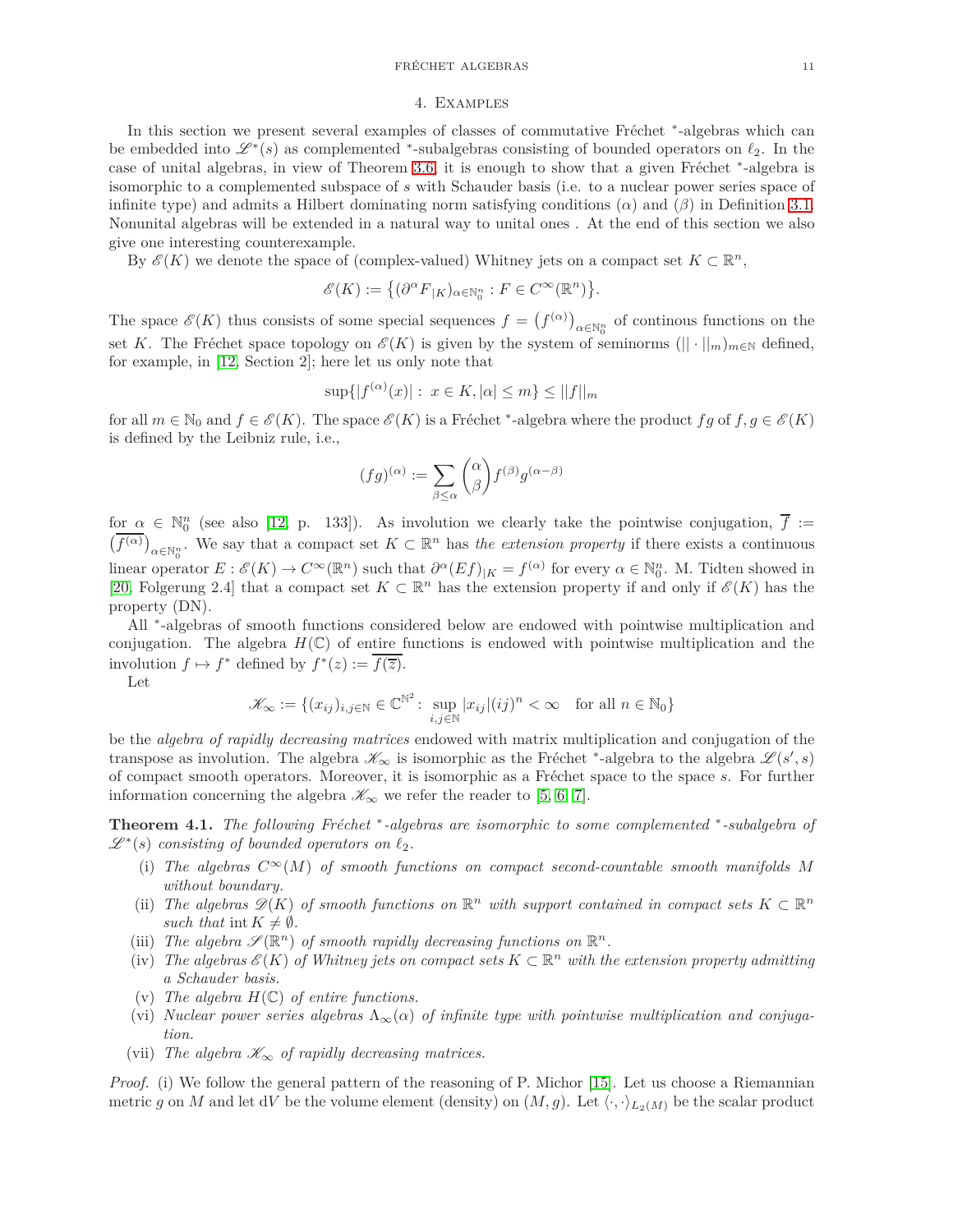## 4. Examples

In this section we present several examples of classes of commutative Fréchet $^*$-algebras which can be embedded into $\mathscr{L}^*(s)$ as complemented $^*$-subalgebras consisting of bounded operators on $\ell_2$. In the case of unital algebras, in view of Theorem 3.6, it is enough to show that a given Fréchet $^*$-algebra is isomorphic to a complemented subspace of $s$ with Schauder basis (i.e. to a nuclear power series space of infinite type) and admits a Hilbert dominating norm satisfying conditions $(\alpha)$ and $(\beta)$ in Definition 3.1. Nonunital algebras will be extended in a natural way to unital ones . At the end of this section we also give one interesting counterexample.

By $\mathscr{E}(K)$ we denote the space of (complex-valued) Whitney jets on a compact set $K \subset \mathbb{R}^n$,

$$\mathscr{E}(K) := \{(\partial^\alpha F_{|K})_{\alpha \in \mathbb{N}_0^n} : F \in C^\infty(\mathbb{R}^n)\}.$$

The space $\mathscr{E}(K)$ thus consists of some special sequences $f = \big(f^{(\alpha)}\big)_{\alpha \in \mathbb{N}_0^n}$ of continous functions on the set $K$. The Fréchet space topology on $\mathscr{E}(K)$ is given by the system of seminorms $(||\cdot||_m)_{m\in\mathbb{N}}$ defined, for example, in [12, Section 2]; here let us only note that

$$\sup\{|f^{(\alpha)}(x)| : \ x \in K, |\alpha| \leq m\} \leq ||f||_m$$

for all $m \in \mathbb{N}_0$ and $f \in \mathscr{E}(K)$. The space $\mathscr{E}(K)$ is a Fréchet $^*$-algebra where the product $fg$ of $f, g \in \mathscr{E}(K)$ is defined by the Leibniz rule, i.e.,

$$(fg)^{(\alpha)} := \sum_{\beta \leq \alpha} \binom{\alpha}{\beta} f^{(\beta)} g^{(\alpha-\beta)}$$

for $\alpha \in \mathbb{N}_0^n$ (see also [12, p. 133]). As involution we clearly take the pointwise conjugation, $\overline{f} := \big(\overline{f^{(\alpha)}}\big)_{\alpha \in \mathbb{N}_0^n}$. We say that a compact set $K \subset \mathbb{R}^n$ has *the extension property* if there exists a continuous linear operator $E : \mathscr{E}(K) \to C^\infty(\mathbb{R}^n)$ such that $\partial^\alpha (Ef)_{|K} = f^{(\alpha)}$ for every $\alpha \in \mathbb{N}_0^n$. M. Tidten showed in [20, Folgerung 2.4] that a compact set $K \subset \mathbb{R}^n$ has the extension property if and only if $\mathscr{E}(K)$ has the property (DN).

All $^*$-algebras of smooth functions considered below are endowed with pointwise multiplication and conjugation. The algebra $H(\mathbb{C})$ of entire functions is endowed with pointwise multiplication and the involution $f \mapsto f^*$ defined by $f^*(z) := \overline{f(\overline{z})}$.

Let

$$\mathscr{K}_\infty := \{(x_{ij})_{i,j\in\mathbb{N}} \in \mathbb{C}^{\mathbb{N}^2} : \sup_{i,j\in\mathbb{N}} |x_{ij}|(ij)^n < \infty \quad \text{for all } n \in \mathbb{N}_0\}$$

be the *algebra of rapidly decreasing matrices* endowed with matrix multiplication and conjugation of the transpose as involution. The algebra $\mathscr{K}_\infty$ is isomorphic as the Fréchet $^*$-algebra to the algebra $\mathscr{L}(s', s)$ of compact smooth operators. Moreover, it is isomorphic as a Fréchet space to the space $s$. For further information concerning the algebra $\mathscr{K}_\infty$ we refer the reader to [5, 6, 7].

**Theorem 4.1.** *The following Fréchet $^*$-algebras are isomorphic to some complemented $^*$-subalgebra of $\mathscr{L}^*(s)$ consisting of bounded operators on $\ell_2$.*

(i) *The algebras $C^\infty(M)$ of smooth functions on compact second-countable smooth manifolds $M$ without boundary.*

(ii) *The algebras $\mathscr{D}(K)$ of smooth functions on $\mathbb{R}^n$ with support contained in compact sets $K \subset \mathbb{R}^n$ such that* $\operatorname{int} K \neq \emptyset$.

(iii) *The algebra $\mathscr{S}(\mathbb{R}^n)$ of smooth rapidly decreasing functions on $\mathbb{R}^n$.*

(iv) *The algebras $\mathscr{E}(K)$ of Whitney jets on compact sets $K \subset \mathbb{R}^n$ with the extension property admitting a Schauder basis.*

(v) *The algebra $H(\mathbb{C})$ of entire functions.*

(vi) *Nuclear power series algebras $\Lambda_\infty(\alpha)$ of infinite type with pointwise multiplication and conjugation.*

(vii) *The algebra $\mathscr{K}_\infty$ of rapidly decreasing matrices.*

*Proof.* (i) We follow the general pattern of the reasoning of P. Michor [15]. Let us choose a Riemannian metric $g$ on $M$ and let $\mathrm{d}V$ be the volume element (density) on $(M, g)$. Let $\langle\cdot,\cdot\rangle_{L_2(M)}$ be the scalar product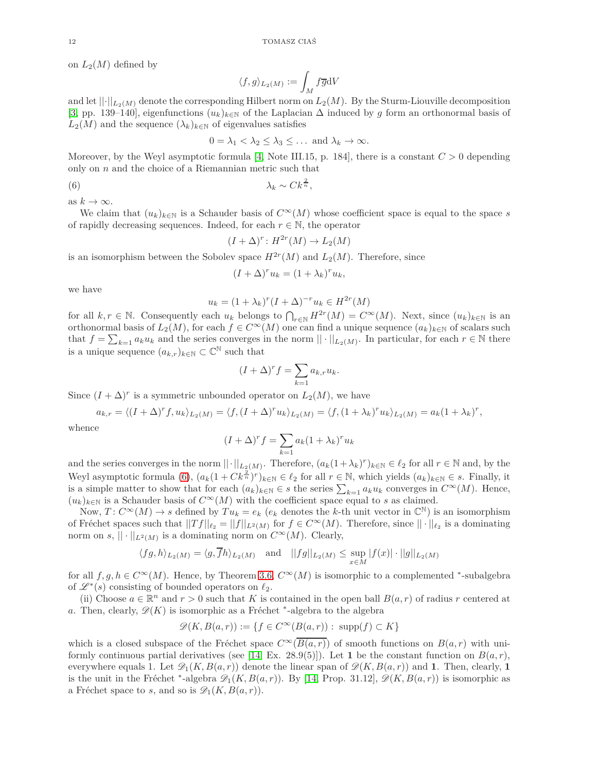on $L_2(M)$ defined by

$$\langle f,g\rangle_{L_2(M)} := \int_M f\overline{g}\mathrm{d}V$$

and let $||\cdot||_{L_2(M)}$ denote the corresponding Hilbert norm on $L_2(M)$. By the Sturm-Liouville decomposition [3, pp. 139–140], eigenfunctions $(u_k)_{k\in\mathbb{N}}$ of the Laplacian $\Delta$ induced by $g$ form an orthonormal basis of $L_2(M)$ and the sequence $(\lambda_k)_{k\in\mathbb{N}}$ of eigenvalues satisfies

$$0=\lambda_1<\lambda_2\leq\lambda_3\leq\ldots \text{ and } \lambda_k\to\infty.$$

Moreover, by the Weyl asymptotic formula [4, Note III.15, p. 184], there is a constant $C>0$ depending only on $n$ and the choice of a Riemannian metric such that

$$\lambda_k \sim Ck^{\frac{2}{n}}, \tag{6}$$

as $k\to\infty$.

We claim that $(u_k)_{k\in\mathbb{N}}$ is a Schauder basis of $C^\infty(M)$ whose coefficient space is equal to the space $s$ of rapidly decreasing sequences. Indeed, for each $r\in\mathbb{N}$, the operator

$$(I+\Delta)^r\colon H^{2r}(M)\to L_2(M)$$

is an isomorphism between the Sobolev space $H^{2r}(M)$ and $L_2(M)$. Therefore, since

$$(I+\Delta)^r u_k=(1+\lambda_k)^r u_k,$$

we have

$$u_k=(1+\lambda_k)^r(I+\Delta)^{-r}u_k\in H^{2r}(M)$$

for all $k,r\in\mathbb{N}$. Consequently each $u_k$ belongs to $\bigcap_{r\in\mathbb{N}}H^{2r}(M)=C^\infty(M)$. Next, since $(u_k)_{k\in\mathbb{N}}$ is an orthonormal basis of $L_2(M)$, for each $f\in C^\infty(M)$ one can find a unique sequence $(a_k)_{k\in\mathbb{N}}$ of scalars such that $f=\sum_{k=1}a_ku_k$ and the series converges in the norm $||\cdot||_{L_2(M)}$. In particular, for each $r\in\mathbb{N}$ there is a unique sequence $(a_{k,r})_{k\in\mathbb{N}}\subset\mathbb{C}^\mathbb{N}$ such that

$$(I+\Delta)^r f=\sum_{k=1}a_{k,r}u_k.$$

Since $(I+\Delta)^r$ is a symmetric unbounded operator on $L_2(M)$, we have

$$a_{k,r}=\langle (I+\Delta)^r f,u_k\rangle_{L_2(M)}=\langle f,(I+\Delta)^r u_k\rangle_{L_2(M)}=\langle f,(1+\lambda_k)^r u_k\rangle_{L_2(M)}=a_k(1+\lambda_k)^r,$$

whence

$$(I+\Delta)^r f=\sum_{k=1}a_k(1+\lambda_k)^r u_k$$

and the series converges in the norm $||\cdot||_{L_2(M)}$. Therefore, $(a_k(1+\lambda_k)^r)_{k\in\mathbb{N}}\in\ell_2$ for all $r\in\mathbb{N}$ and, by the Weyl asymptotic formula (6), $(a_k(1+Ck^{\frac{2}{n}})^r)_{k\in\mathbb{N}}\in\ell_2$ for all $r\in\mathbb{N}$, which yields $(a_k)_{k\in\mathbb{N}}\in s$. Finally, it is a simple matter to show that for each $(a_k)_{k\in\mathbb{N}}\in s$ the series $\sum_{k=1}a_ku_k$ converges in $C^\infty(M)$. Hence, $(u_k)_{k\in\mathbb{N}}$ is a Schauder basis of $C^\infty(M)$ with the coefficient space equal to $s$ as claimed.

Now, $T\colon C^\infty(M)\to s$ defined by $Tu_k=e_k$ ($e_k$ denotes the $k$-th unit vector in $\mathbb{C}^\mathbb{N}$) is an isomorphism of Fréchet spaces such that $||Tf||_{\ell_2}=||f||_{L^2(M)}$ for $f\in C^\infty(M)$. Therefore, since $||\cdot||_{\ell_2}$ is a dominating norm on $s$, $||\cdot||_{L^2(M)}$ is a dominating norm on $C^\infty(M)$. Clearly,

$$\langle fg,h\rangle_{L_2(M)}=\langle g,\overline{f}h\rangle_{L_2(M)} \quad\text{and}\quad ||fg||_{L_2(M)}\leq\sup_{x\in M}|f(x)|\cdot||g||_{L_2(M)}$$

for all $f,g,h\in C^\infty(M)$. Hence, by Theorem 3.6, $C^\infty(M)$ is isomorphic to a complemented $^*$-subalgebra of $\mathscr{L}^*(s)$ consisting of bounded operators on $\ell_2$.

(ii) Choose $a\in\mathbb{R}^n$ and $r>0$ such that $K$ is contained in the open ball $B(a,r)$ of radius $r$ centered at $a$. Then, clearly, $\mathscr{D}(K)$ is isomorphic as a Fréchet $^*$-algebra to the algebra

$$\mathscr{D}(K,B(a,r)):=\{f\in C^\infty(B(a,r))\colon\ \mathrm{supp}(f)\subset K\}$$

which is a closed subspace of the Fréchet space $C^\infty(\overline{B(a,r)})$ of smooth functions on $B(a,r)$ with uniformly continuous partial derivatives (see [14, Ex. 28.9(5)]). Let $\mathbf{1}$ be the constant function on $B(a,r)$, everywhere equals 1. Let $\mathscr{D}_1(K,B(a,r))$ denote the linear span of $\mathscr{D}(K,B(a,r))$ and $\mathbf{1}$. Then, clearly, $\mathbf{1}$ is the unit in the Fréchet $^*$-algebra $\mathscr{D}_1(K,B(a,r))$. By [14, Prop. 31.12], $\mathscr{D}(K,B(a,r))$ is isomorphic as a Fréchet space to $s$, and so is $\mathscr{D}_1(K,B(a,r))$.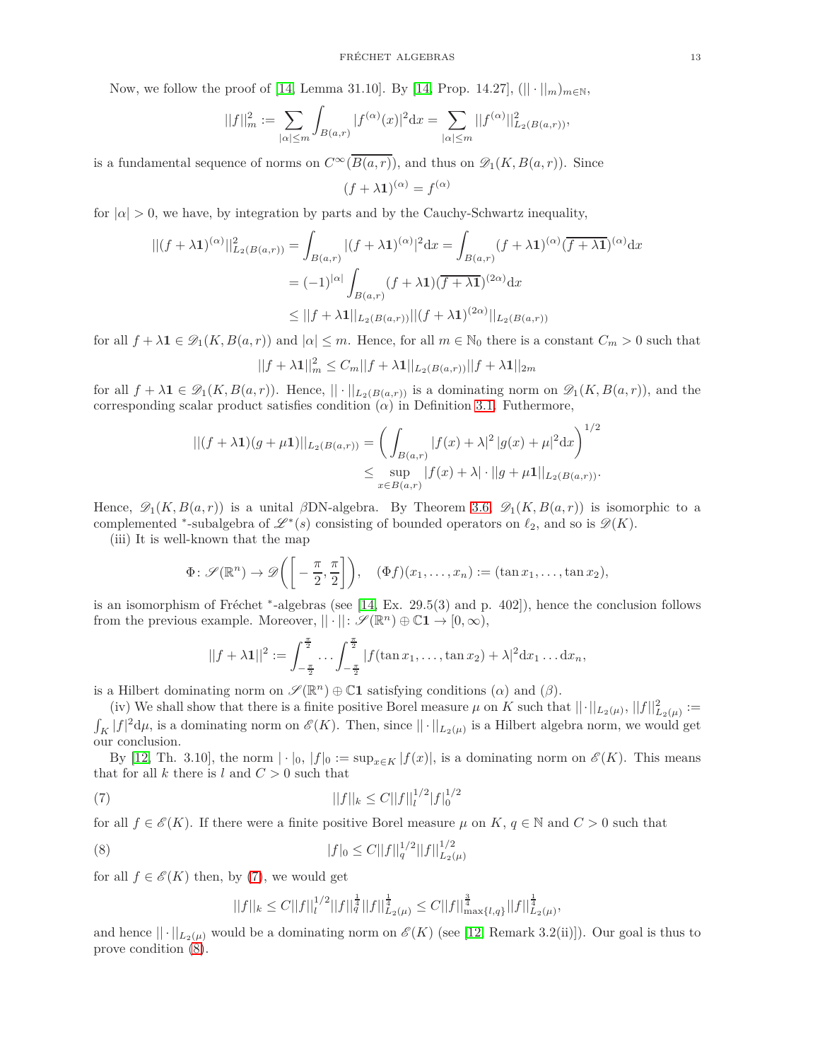Now, we follow the proof of [14, Lemma 31.10]. By [14, Prop. 14.27], $(||\cdot||_m)_{m\in\mathbb{N}}$,

$$||f||_m^2 := \sum_{|\alpha|\leq m} \int_{B(a,r)} |f^{(\alpha)}(x)|^2 \mathrm{d}x = \sum_{|\alpha|\leq m} ||f^{(\alpha)}||^2_{L_2(B(a,r))},$$

is a fundamental sequence of norms on $C^\infty(\overline{B(a,r)})$, and thus on $\mathscr{D}_1(K, B(a,r))$. Since

$$(f+\lambda\mathbf{1})^{(\alpha)} = f^{(\alpha)}$$

for $|\alpha| > 0$, we have, by integration by parts and by the Cauchy-Schwartz inequality,

$$\begin{aligned}
||(f+\lambda\mathbf{1})^{(\alpha)}||^2_{L_2(B(a,r))} &= \int_{B(a,r)} |(f+\lambda\mathbf{1})^{(\alpha)}|^2 \mathrm{d}x = \int_{B(a,r)} (f+\lambda\mathbf{1})^{(\alpha)} (\overline{f+\lambda\mathbf{1}})^{(\alpha)} \mathrm{d}x \\
&= (-1)^{|\alpha|} \int_{B(a,r)} (f+\lambda\mathbf{1}) (\overline{f+\lambda\mathbf{1}})^{(2\alpha)} \mathrm{d}x \\
&\leq ||f+\lambda\mathbf{1}||_{L_2(B(a,r))} ||(f+\lambda\mathbf{1})^{(2\alpha)}||_{L_2(B(a,r))}
\end{aligned}$$

for all $f+\lambda\mathbf{1} \in \mathscr{D}_1(K, B(a,r))$ and $|\alpha| \leq m$. Hence, for all $m \in \mathbb{N}_0$ there is a constant $C_m > 0$ such that

$$||f+\lambda\mathbf{1}||_m^2 \leq C_m ||f+\lambda\mathbf{1}||_{L_2(B(a,r))} ||f+\lambda\mathbf{1}||_{2m}$$

for all $f+\lambda\mathbf{1} \in \mathscr{D}_1(K, B(a,r))$. Hence, $||\cdot||_{L_2(B(a,r))}$ is a dominating norm on $\mathscr{D}_1(K, B(a,r))$, and the corresponding scalar product satisfies condition $(\alpha)$ in Definition 3.1. Futhermore,

$$\begin{aligned}
||(f+\lambda\mathbf{1})(g+\mu\mathbf{1})||_{L_2(B(a,r))} &= \left( \int_{B(a,r)} |f(x)+\lambda|^2 \, |g(x)+\mu|^2 \mathrm{d}x \right)^{1/2} \\
&\leq \sup_{x\in B(a,r)} |f(x)+\lambda| \cdot ||g+\mu\mathbf{1}||_{L_2(B(a,r))}.
\end{aligned}$$

Hence, $\mathscr{D}_1(K, B(a,r))$ is a unital $\beta$DN-algebra. By Theorem 3.6, $\mathscr{D}_1(K, B(a,r))$ is isomorphic to a complemented $^*$-subalgebra of $\mathscr{L}^*(s)$ consisting of bounded operators on $\ell_2$, and so is $\mathscr{D}(K)$.

(iii) It is well-known that the map

$$\Phi\colon \mathscr{S}(\mathbb{R}^n) \to \mathscr{D}\Big(\Big[-\frac{\pi}{2}, \frac{\pi}{2}\Big]\Big), \quad (\Phi f)(x_1, \ldots, x_n) := (\tan x_1, \ldots, \tan x_2),$$

is an isomorphism of Fréchet $^*$-algebras (see [14, Ex. 29.5(3) and p. 402]), hence the conclusion follows from the previous example. Moreover, $||\cdot||\colon \mathscr{S}(\mathbb{R}^n) \oplus \mathbb{C}\mathbf{1} \to [0,\infty)$,

$$||f+\lambda\mathbf{1}||^2 := \int_{-\frac{\pi}{2}}^{\frac{\pi}{2}} \ldots \int_{-\frac{\pi}{2}}^{\frac{\pi}{2}} |f(\tan x_1, \ldots, \tan x_2) + \lambda|^2 \mathrm{d}x_1 \ldots \mathrm{d}x_n,$$

is a Hilbert dominating norm on $\mathscr{S}(\mathbb{R}^n) \oplus \mathbb{C}\mathbf{1}$ satisfying conditions $(\alpha)$ and $(\beta)$.

(iv) We shall show that there is a finite positive Borel measure $\mu$ on $K$ such that $||\cdot||_{L_2(\mu)}$, $||f||^2_{L_2(\mu)} := \int_K |f|^2 \mathrm{d}\mu$, is a dominating norm on $\mathscr{E}(K)$. Then, since $||\cdot||_{L_2(\mu)}$ is a Hilbert algebra norm, we would get our conclusion.

By [12, Th. 3.10], the norm $|\cdot|_0$, $|f|_0 := \sup_{x\in K} |f(x)|$, is a dominating norm on $\mathscr{E}(K)$. This means that for all $k$ there is $l$ and $C > 0$ such that

$$||f||_k \leq C ||f||_l^{1/2} |f|_0^{1/2} \tag{7}$$

for all $f \in \mathscr{E}(K)$. If there were a finite positive Borel measure $\mu$ on $K$, $q \in \mathbb{N}$ and $C > 0$ such that

$$|f|_0 \leq C ||f||_q^{1/2} ||f||^{1/2}_{L_2(\mu)} \tag{8}$$

for all $f \in \mathscr{E}(K)$ then, by (7), we would get

$$||f||_k \leq C ||f||_l^{1/2} ||f||_q^{\frac{1}{4}} ||f||^{\frac{1}{4}}_{L_2(\mu)} \leq C ||f||^{\frac{3}{4}}_{\max\{l,q\}} ||f||^{\frac{1}{4}}_{L_2(\mu)},$$

and hence $||\cdot||_{L_2(\mu)}$ would be a dominating norm on $\mathscr{E}(K)$ (see [12, Remark 3.2(ii)]). Our goal is thus to prove condition (8).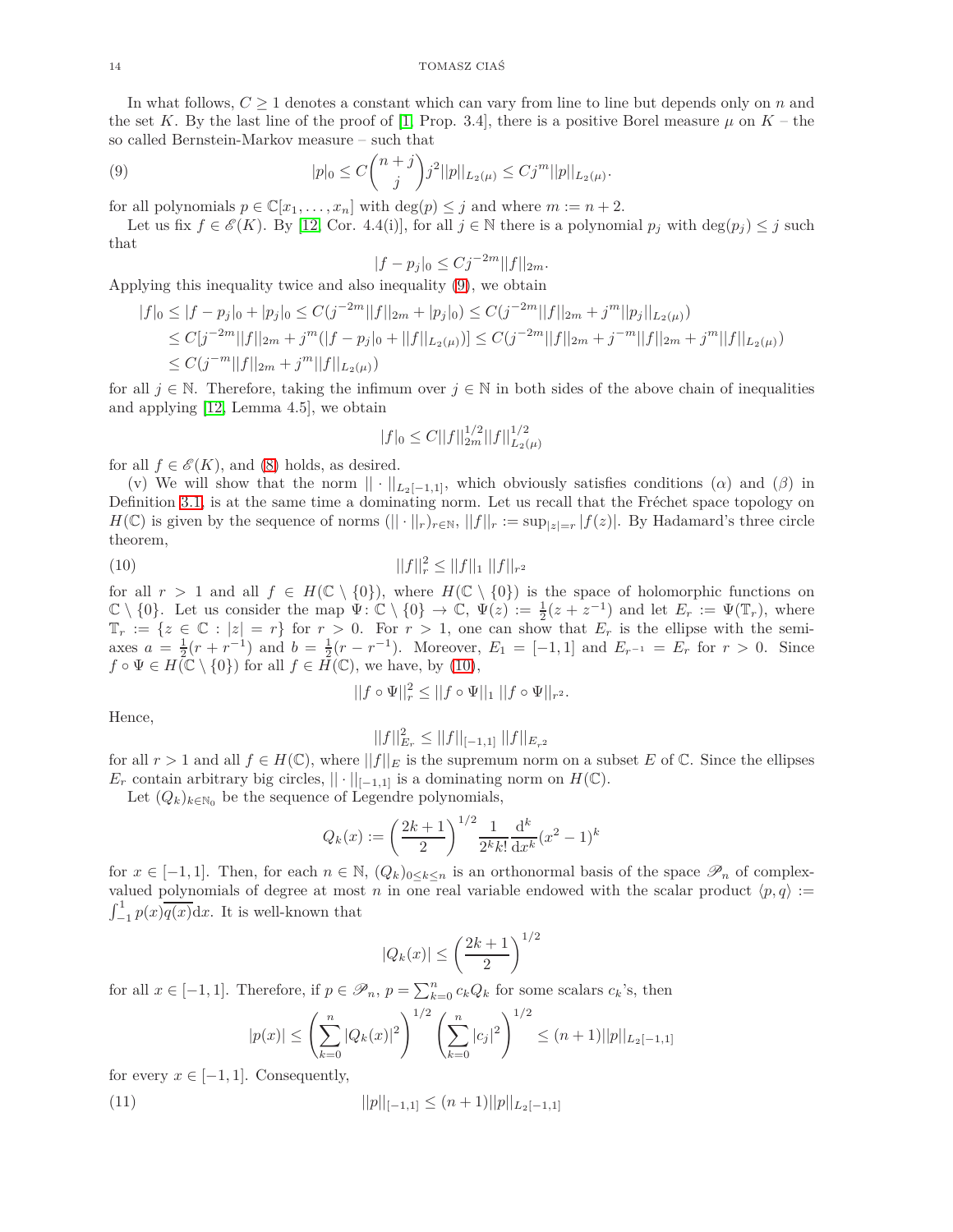In what follows, $C \geq 1$ denotes a constant which can vary from line to line but depends only on $n$ and the set $K$. By the last line of the proof of [1, Prop. 3.4], there is a positive Borel measure $\mu$ on $K$ – the so called Bernstein-Markov measure – such that

$$|p|_0 \leq C\binom{n+j}{j} j^2 ||p||_{L_2(\mu)} \leq C j^m ||p||_{L_2(\mu)}. \tag{9}$$

for all polynomials $p \in \mathbb{C}[x_1, \ldots, x_n]$ with $\deg(p) \leq j$ and where $m := n+2$.

Let us fix $f \in \mathscr{E}(K)$. By [12, Cor. 4.4(i)], for all $j \in \mathbb{N}$ there is a polynomial $p_j$ with $\deg(p_j) \leq j$ such that

$$|f - p_j|_0 \leq C j^{-2m} ||f||_{2m}.$$

Applying this inequality twice and also inequality (9), we obtain

$$\begin{aligned}
|f|_0 &\leq |f - p_j|_0 + |p_j|_0 \leq C(j^{-2m}||f||_{2m} + |p_j|_0) \leq C(j^{-2m}||f||_{2m} + j^m ||p_j||_{L_2(\mu)}) \\
&\leq C[j^{-2m}||f||_{2m} + j^m(|f-p_j|_0 + ||f||_{L_2(\mu)})] \leq C(j^{-2m}||f||_{2m} + j^{-m}||f||_{2m} + j^m||f||_{L_2(\mu)}) \\
&\leq C(j^{-m}||f||_{2m} + j^m ||f||_{L_2(\mu)})
\end{aligned}$$

for all $j \in \mathbb{N}$. Therefore, taking the infimum over $j \in \mathbb{N}$ in both sides of the above chain of inequalities and applying [12, Lemma 4.5], we obtain

$$|f|_0 \leq C||f||_{2m}^{1/2} ||f||_{L_2(\mu)}^{1/2}$$

for all $f \in \mathscr{E}(K)$, and (8) holds, as desired.

(v) We will show that the norm $||\cdot||_{L_2[-1,1]}$, which obviously satisfies conditions $(\alpha)$ and $(\beta)$ in Definition 3.1, is at the same time a dominating norm. Let us recall that the Fréchet space topology on $H(\mathbb{C})$ is given by the sequence of norms $(||\cdot||_r)_{r\in\mathbb{N}}$, $||f||_r := \sup_{|z|=r} |f(z)|$. By Hadamard's three circle theorem,

$$||f||_r^2 \leq ||f||_1 \, ||f||_{r^2} \tag{10}$$

for all $r > 1$ and all $f \in H(\mathbb{C} \setminus \{0\})$, where $H(\mathbb{C} \setminus \{0\})$ is the space of holomorphic functions on $\mathbb{C} \setminus \{0\}$. Let us consider the map $\Psi \colon \mathbb{C} \setminus \{0\} \to \mathbb{C}$, $\Psi(z) := \frac{1}{2}(z + z^{-1})$ and let $E_r := \Psi(\mathbb{T}_r)$, where $\mathbb{T}_r := \{z \in \mathbb{C} : |z| = r\}$ for $r > 0$. For $r > 1$, one can show that $E_r$ is the ellipse with the semi-axes $a = \frac{1}{2}(r + r^{-1})$ and $b = \frac{1}{2}(r - r^{-1})$. Moreover, $E_1 = [-1, 1]$ and $E_{r^{-1}} = E_r$ for $r > 0$. Since $f \circ \Psi \in H(\mathbb{C} \setminus \{0\})$ for all $f \in H(\mathbb{C})$, we have, by (10),

$$||f \circ \Psi||_r^2 \leq ||f \circ \Psi||_1 \, ||f \circ \Psi||_{r^2}.$$

Hence,

$$||f||_{E_r}^2 \leq ||f||_{[-1,1]} \, ||f||_{E_{r^2}}$$

for all $r > 1$ and all $f \in H(\mathbb{C})$, where $||f||_E$ is the supremum norm on a subset $E$ of $\mathbb{C}$. Since the ellipses $E_r$ contain arbitrary big circles, $||\cdot||_{[-1,1]}$ is a dominating norm on $H(\mathbb{C})$.

Let $(Q_k)_{k\in\mathbb{N}_0}$ be the sequence of Legendre polynomials,

$$Q_k(x) := \left(\frac{2k+1}{2}\right)^{1/2} \frac{1}{2^k k!} \frac{\mathrm{d}^k}{\mathrm{d}x^k}(x^2-1)^k$$

for $x \in [-1, 1]$. Then, for each $n \in \mathbb{N}$, $(Q_k)_{0\leq k\leq n}$ is an orthonormal basis of the space $\mathscr{P}_n$ of complex-valued polynomials of degree at most $n$ in one real variable endowed with the scalar product $\langle p, q \rangle := \int_{-1}^{1} p(x)\overline{q(x)}\mathrm{d}x$. It is well-known that

$$|Q_k(x)| \leq \left(\frac{2k+1}{2}\right)^{1/2}$$

for all $x \in [-1, 1]$. Therefore, if $p \in \mathscr{P}_n$, $p = \sum_{k=0}^{n} c_k Q_k$ for some scalars $c_k$'s, then

$$|p(x)| \leq \left(\sum_{k=0}^{n} |Q_k(x)|^2\right)^{1/2} \left(\sum_{k=0}^{n} |c_j|^2\right)^{1/2} \leq (n+1)||p||_{L_2[-1,1]}$$

for every $x \in [-1, 1]$. Consequently,

$$||p||_{[-1,1]} \leq (n+1)||p||_{L_2[-1,1]} \tag{11}$$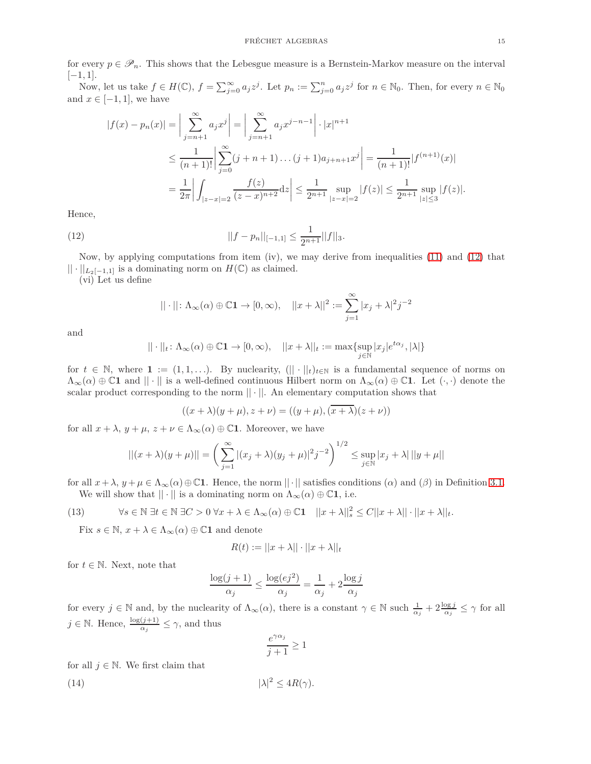for every $p \in \mathscr{P}_n$. This shows that the Lebesgue measure is a Bernstein-Markov measure on the interval $[-1,1]$.

Now, let us take $f \in H(\mathbb{C})$, $f = \sum_{j=0}^{\infty} a_j z^j$. Let $p_n := \sum_{j=0}^{n} a_j z^j$ for $n \in \mathbb{N}_0$. Then, for every $n \in \mathbb{N}_0$ and $x \in [-1,1]$, we have

$$
\begin{aligned}
|f(x) - p_n(x)| &= \Big| \sum_{j=n+1}^{\infty} a_j x^j \Big| = \Big| \sum_{j=n+1}^{\infty} a_j x^{j-n-1} \Big| \cdot |x|^{n+1} \\
&\leq \frac{1}{(n+1)!} \Big| \sum_{j=0}^{\infty} (j+n+1)\dots(j+1) a_{j+n+1} x^j \Big| = \frac{1}{(n+1)!} |f^{(n+1)}(x)| \\
&= \frac{1}{2\pi} \Big| \int_{|z-x|=2} \frac{f(z)}{(z-x)^{n+2}} \mathrm{d}z \Big| \leq \frac{1}{2^{n+1}} \sup_{|z-x|=2} |f(z)| \leq \frac{1}{2^{n+1}} \sup_{|z|\leq 3} |f(z)|.
\end{aligned}
$$

Hence,

$$
||f - p_n||_{[-1,1]} \leq \frac{1}{2^{n+1}} ||f||_3. \tag{12}
$$

Now, by applying computations from item (iv), we may derive from inequalities (11) and (12) that $||\cdot||_{L_2[-1,1]}$ is a dominating norm on $H(\mathbb{C})$ as claimed.

(vi) Let us define

$$
||\cdot||\colon \Lambda_\infty(\alpha) \oplus \mathbb{C}\mathbf{1} \to [0,\infty), \quad ||x+\lambda||^2 := \sum_{j=1}^{\infty} |x_j + \lambda|^2 j^{-2}
$$

and

$$
||\cdot||_t\colon \Lambda_\infty(\alpha) \oplus \mathbb{C}\mathbf{1} \to [0,\infty), \quad ||x+\lambda||_t := \max\{\sup_{j\in\mathbb{N}} |x_j| e^{t\alpha_j}, |\lambda|\}
$$

for $t \in \mathbb{N}$, where $\mathbf{1} := (1,1,\ldots)$. By nuclearity, $(||\cdot||_t)_{t\in\mathbb{N}}$ is a fundamental sequence of norms on $\Lambda_\infty(\alpha) \oplus \mathbb{C}\mathbf{1}$ and $||\cdot||$ is a well-defined continuous Hilbert norm on $\Lambda_\infty(\alpha) \oplus \mathbb{C}\mathbf{1}$. Let $(\cdot,\cdot)$ denote the scalar product corresponding to the norm $||\cdot||$. An elementary computation shows that

$$
((x+\lambda)(y+\mu), z+\nu) = ((y+\mu), \overline{(x+\lambda)}(z+\nu))
$$

for all $x+\lambda$, $y+\mu$, $z+\nu \in \Lambda_\infty(\alpha) \oplus \mathbb{C}\mathbf{1}$. Moreover, we have

$$
||(x+\lambda)(y+\mu)|| = \Big( \sum_{j=1}^{\infty} |(x_j+\lambda)(y_j+\mu)|^2 j^{-2} \Big)^{1/2} \leq \sup_{j\in\mathbb{N}} |x_j + \lambda| \, ||y+\mu||
$$

for all $x+\lambda$, $y+\mu \in \Lambda_\infty(\alpha) \oplus \mathbb{C}\mathbf{1}$. Hence, the norm $||\cdot||$ satisfies conditions $(\alpha)$ and $(\beta)$ in Definition 3.1.

We will show that $||\cdot||$ is a dominating norm on $\Lambda_\infty(\alpha) \oplus \mathbb{C}\mathbf{1}$, i.e.

$$
\forall s \in \mathbb{N}\ \exists t \in \mathbb{N}\ \exists C > 0\ \forall x+\lambda \in \Lambda_\infty(\alpha) \oplus \mathbb{C}\mathbf{1} \quad ||x+\lambda||_s^2 \leq C ||x+\lambda|| \cdot ||x+\lambda||_t. \tag{13}
$$

Fix $s \in \mathbb{N}$, $x+\lambda \in \Lambda_\infty(\alpha) \oplus \mathbb{C}\mathbf{1}$ and denote

$$
R(t) := ||x+\lambda|| \cdot ||x+\lambda||_t
$$

for $t \in \mathbb{N}$. Next, note that

$$
\frac{\log(j+1)}{\alpha_j} \leq \frac{\log(ej^2)}{\alpha_j} = \frac{1}{\alpha_j} + 2\frac{\log j}{\alpha_j}
$$

for every $j \in \mathbb{N}$ and, by the nuclearity of $\Lambda_\infty(\alpha)$, there is a constant $\gamma \in \mathbb{N}$ such $\frac{1}{\alpha_j} + 2\frac{\log j}{\alpha_j} \leq \gamma$ for all $j \in \mathbb{N}$. Hence, $\frac{\log(j+1)}{\alpha_j} \leq \gamma$, and thus

$$
\frac{e^{\gamma\alpha_j}}{j+1} \geq 1
$$

for all $j \in \mathbb{N}$. We first claim that

$$
|\lambda|^2 \leq 4R(\gamma). \tag{14}
$$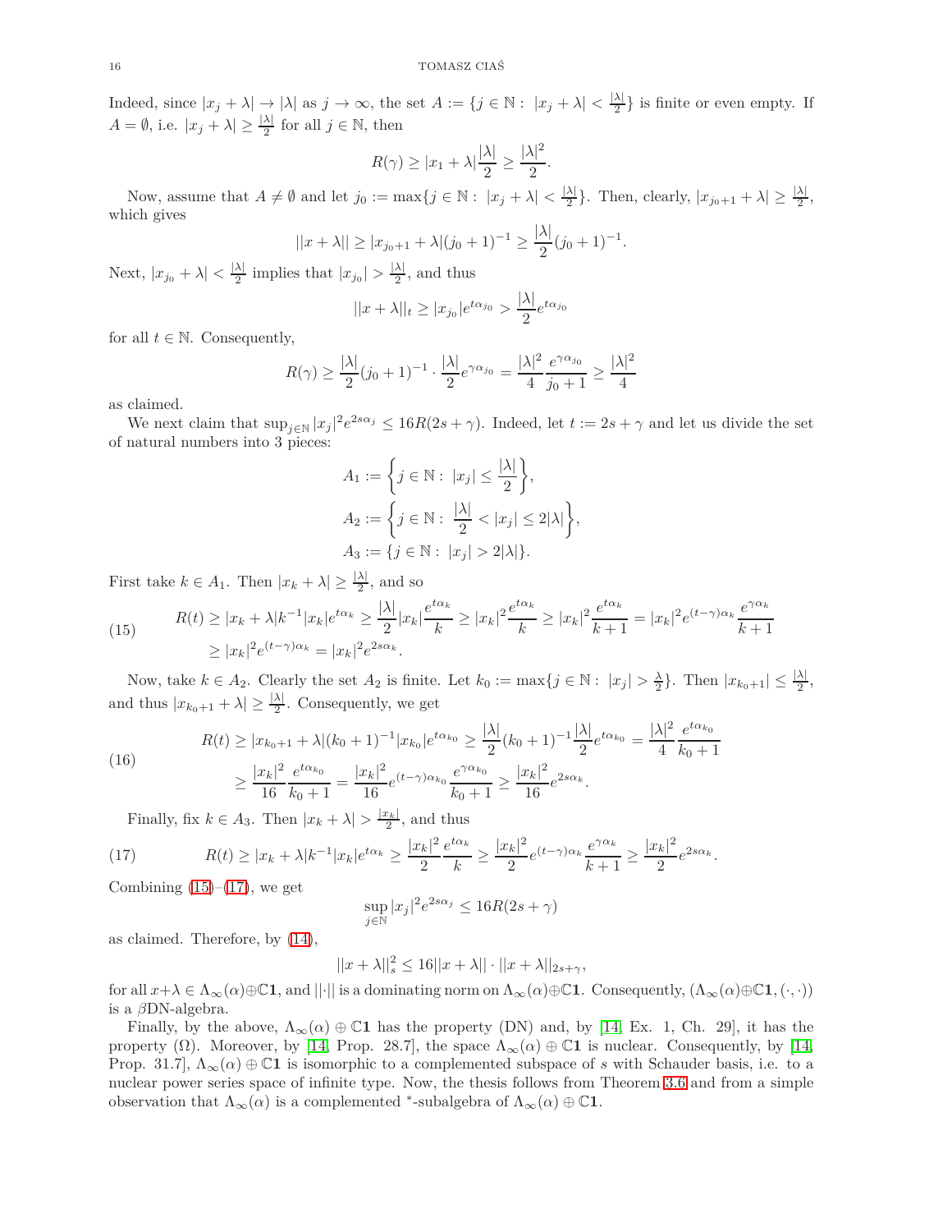Indeed, since $|x_j + \lambda| \to |\lambda|$ as $j \to \infty$, the set $A := \{j \in \mathbb{N} : \ |x_j + \lambda| < \frac{|\lambda|}{2}\}$ is finite or even empty. If $A = \emptyset$, i.e. $|x_j + \lambda| \geq \frac{|\lambda|}{2}$ for all $j \in \mathbb{N}$, then

$$R(\gamma) \geq |x_1 + \lambda| \frac{|\lambda|}{2} \geq \frac{|\lambda|^2}{2}.$$

Now, assume that $A \neq \emptyset$ and let $j_0 := \max\{j \in \mathbb{N} : \ |x_j + \lambda| < \frac{|\lambda|}{2}\}$. Then, clearly, $|x_{j_0+1} + \lambda| \geq \frac{|\lambda|}{2}$, which gives

$$||x + \lambda|| \geq |x_{j_0+1} + \lambda|(j_0 + 1)^{-1} \geq \frac{|\lambda|}{2}(j_0 + 1)^{-1}.$$

Next, $|x_{j_0} + \lambda| < \frac{|\lambda|}{2}$ implies that $|x_{j_0}| > \frac{|\lambda|}{2}$, and thus

$$||x + \lambda||_t \geq |x_{j_0}| e^{t\alpha_{j_0}} > \frac{|\lambda|}{2} e^{t\alpha_{j_0}}$$

for all $t \in \mathbb{N}$. Consequently,

$$R(\gamma) \geq \frac{|\lambda|}{2}(j_0 + 1)^{-1} \cdot \frac{|\lambda|}{2} e^{\gamma\alpha_{j_0}} = \frac{|\lambda|^2}{4} \frac{e^{\gamma\alpha_{j_0}}}{j_0 + 1} \geq \frac{|\lambda|^2}{4}$$

as claimed.

We next claim that $\sup_{j \in \mathbb{N}} |x_j|^2 e^{2s\alpha_j} \leq 16R(2s + \gamma)$. Indeed, let $t := 2s + \gamma$ and let us divide the set of natural numbers into 3 pieces:

$$A_1 := \left\{j \in \mathbb{N} : \ |x_j| \leq \frac{|\lambda|}{2}\right\},$$
$$A_2 := \left\{j \in \mathbb{N} : \ \frac{|\lambda|}{2} < |x_j| \leq 2|\lambda|\right\},$$
$$A_3 := \{j \in \mathbb{N} : \ |x_j| > 2|\lambda|\}.$$

First take $k \in A_1$. Then $|x_k + \lambda| \geq \frac{|\lambda|}{2}$, and so

$$\begin{aligned}
R(t) &\geq |x_k + \lambda| k^{-1} |x_k| e^{t\alpha_k} \geq \frac{|\lambda|}{2} |x_k| \frac{e^{t\alpha_k}}{k} \geq |x_k|^2 \frac{e^{t\alpha_k}}{k} \geq |x_k|^2 \frac{e^{t\alpha_k}}{k+1} = |x_k|^2 e^{(t-\gamma)\alpha_k} \frac{e^{\gamma\alpha_k}}{k+1} \\
&\geq |x_k|^2 e^{(t-\gamma)\alpha_k} = |x_k|^2 e^{2s\alpha_k}.
\end{aligned} \tag{15}$$

Now, take $k \in A_2$. Clearly the set $A_2$ is finite. Let $k_0 := \max\{j \in \mathbb{N} : \ |x_j| > \frac{\lambda}{2}\}$. Then $|x_{k_0+1}| \leq \frac{|\lambda|}{2}$, and thus $|x_{k_0+1} + \lambda| \geq \frac{|\lambda|}{2}$. Consequently, we get

$$\begin{aligned}
R(t) &\geq |x_{k_0+1} + \lambda|(k_0 + 1)^{-1} |x_{k_0}| e^{t\alpha_{k_0}} \geq \frac{|\lambda|}{2}(k_0 + 1)^{-1} \frac{|\lambda|}{2} e^{t\alpha_{k_0}} = \frac{|\lambda|^2}{4} \frac{e^{t\alpha_{k_0}}}{k_0 + 1} \\
&\geq \frac{|x_k|^2}{16} \frac{e^{t\alpha_{k_0}}}{k_0 + 1} = \frac{|x_k|^2}{16} e^{(t-\gamma)\alpha_{k_0}} \frac{e^{\gamma\alpha_{k_0}}}{k_0 + 1} \geq \frac{|x_k|^2}{16} e^{2s\alpha_k}.
\end{aligned} \tag{16}$$

Finally, fix $k \in A_3$. Then $|x_k + \lambda| > \frac{|x_k|}{2}$, and thus

$$R(t) \geq |x_k + \lambda| k^{-1} |x_k| e^{t\alpha_k} \geq \frac{|x_k|^2}{2} \frac{e^{t\alpha_k}}{k} \geq \frac{|x_k|^2}{2} e^{(t-\gamma)\alpha_k} \frac{e^{\gamma\alpha_k}}{k+1} \geq \frac{|x_k|^2}{2} e^{2s\alpha_k}. \tag{17}$$

Combining (15)–(17), we get

$$\sup_{j \in \mathbb{N}} |x_j|^2 e^{2s\alpha_j} \leq 16R(2s + \gamma)$$

as claimed. Therefore, by (14),

$$||x + \lambda||_s^2 \leq 16||x + \lambda|| \cdot ||x + \lambda||_{2s+\gamma},$$

for all $x + \lambda \in \Lambda_\infty(\alpha) \oplus \mathbb{C}\mathbf{1}$, and $||\cdot||$ is a dominating norm on $\Lambda_\infty(\alpha) \oplus \mathbb{C}\mathbf{1}$. Consequently, $(\Lambda_\infty(\alpha) \oplus \mathbb{C}\mathbf{1}, (\cdot, \cdot))$ is a $\beta$DN-algebra.

Finally, by the above, $\Lambda_\infty(\alpha) \oplus \mathbb{C}\mathbf{1}$ has the property (DN) and, by [14, Ex. 1, Ch. 29], it has the property ($\Omega$). Moreover, by [14, Prop. 28.7], the space $\Lambda_\infty(\alpha) \oplus \mathbb{C}\mathbf{1}$ is nuclear. Consequently, by [14, Prop. 31.7], $\Lambda_\infty(\alpha) \oplus \mathbb{C}\mathbf{1}$ is isomorphic to a complemented subspace of $s$ with Schauder basis, i.e. to a nuclear power series space of infinite type. Now, the thesis follows from Theorem 3.6 and from a simple observation that $\Lambda_\infty(\alpha)$ is a complemented $^*$-subalgebra of $\Lambda_\infty(\alpha) \oplus \mathbb{C}\mathbf{1}$.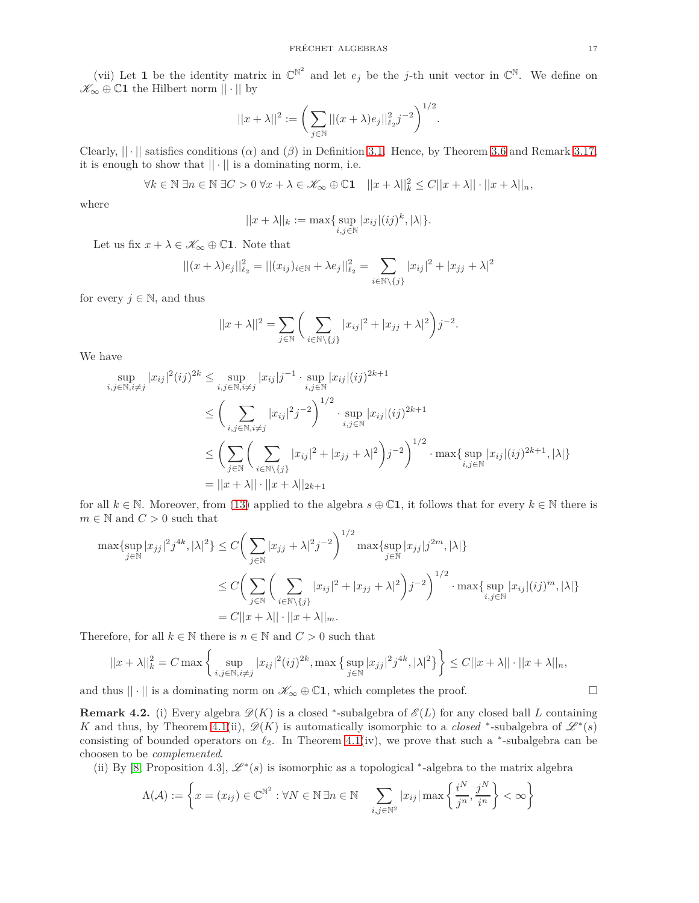(vii) Let $\mathbf{1}$ be the identity matrix in $\mathbb{C}^{\mathbb{N}^2}$ and let $e_j$ be the $j$-th unit vector in $\mathbb{C}^{\mathbb{N}}$. We define on $\mathscr{K}_\infty \oplus \mathbb{C}\mathbf{1}$ the Hilbert norm $||\cdot||$ by

$$||x+\lambda||^2 := \bigg(\sum_{j\in\mathbb{N}} ||(x+\lambda)e_j||_{\ell_2}^2 j^{-2}\bigg)^{1/2}.$$

Clearly, $||\cdot||$ satisfies conditions ($\alpha$) and ($\beta$) in Definition 3.1. Hence, by Theorem 3.6 and Remark 3.17, it is enough to show that $||\cdot||$ is a dominating norm, i.e.

$$\forall k\in\mathbb{N}\ \exists n\in\mathbb{N}\ \exists C>0\ \forall x+\lambda\in\mathscr{K}_\infty\oplus\mathbb{C}\mathbf{1}\quad ||x+\lambda||_k^2\leq C||x+\lambda||\cdot||x+\lambda||_n,$$

where

$$||x+\lambda||_k := \max\{\sup_{i,j\in\mathbb{N}}|x_{ij}|(ij)^k, |\lambda|\}.$$

Let us fix $x+\lambda\in\mathscr{K}_\infty\oplus\mathbb{C}\mathbf{1}$. Note that

$$||(x+\lambda)e_j||_{\ell_2}^2 = ||(x_{ij})_{i\in\mathbb{N}}+\lambda e_j||_{\ell_2}^2 = \sum_{i\in\mathbb{N}\setminus\{j\}}|x_{ij}|^2 + |x_{jj}+\lambda|^2$$

for every $j\in\mathbb{N}$, and thus

$$||x+\lambda||^2 = \sum_{j\in\mathbb{N}}\bigg(\sum_{i\in\mathbb{N}\setminus\{j\}}|x_{ij}|^2+|x_{jj}+\lambda|^2\bigg)j^{-2}.$$

We have

$$\begin{aligned}
\sup_{i,j\in\mathbb{N}, i\neq j}|x_{ij}|^2(ij)^{2k} &\leq \sup_{i,j\in\mathbb{N},i\neq j}|x_{ij}|j^{-1}\cdot\sup_{i,j\in\mathbb{N}}|x_{ij}|(ij)^{2k+1}\\
&\leq \bigg(\sum_{i,j\in\mathbb{N},i\neq j}|x_{ij}|^2j^{-2}\bigg)^{1/2}\cdot\sup_{i,j\in\mathbb{N}}|x_{ij}|(ij)^{2k+1}\\
&\leq \bigg(\sum_{j\in\mathbb{N}}\bigg(\sum_{i\in\mathbb{N}\setminus\{j\}}|x_{ij}|^2+|x_{jj}+\lambda|^2\bigg)j^{-2}\bigg)^{1/2}\cdot\max\{\sup_{i,j\in\mathbb{N}}|x_{ij}|(ij)^{2k+1},|\lambda|\}\\
&= ||x+\lambda||\cdot||x+\lambda||_{2k+1}
\end{aligned}$$

for all $k\in\mathbb{N}$. Moreover, from (13) applied to the algebra $s\oplus\mathbb{C}\mathbf{1}$, it follows that for every $k\in\mathbb{N}$ there is $m\in\mathbb{N}$ and $C>0$ such that

$$\begin{aligned}
\max\{\sup_{j\in\mathbb{N}}|x_{jj}|^2j^{4k},|\lambda|^2\} &\leq C\bigg(\sum_{j\in\mathbb{N}}|x_{jj}+\lambda|^2j^{-2}\bigg)^{1/2}\max\{\sup_{j\in\mathbb{N}}|x_{jj}|j^{2m},|\lambda|\}\\
&\leq C\bigg(\sum_{j\in\mathbb{N}}\bigg(\sum_{i\in\mathbb{N}\setminus\{j\}}|x_{ij}|^2+|x_{jj}+\lambda|^2\bigg)j^{-2}\bigg)^{1/2}\cdot\max\{\sup_{i,j\in\mathbb{N}}|x_{ij}|(ij)^m,|\lambda|\}\\
&= C||x+\lambda||\cdot||x+\lambda||_m.
\end{aligned}$$

Therefore, for all $k\in\mathbb{N}$ there is $n\in\mathbb{N}$ and $C>0$ such that

$$||x+\lambda||_k^2 = C\max\bigg\{\sup_{i,j\in\mathbb{N},i\neq j}|x_{ij}|^2(ij)^{2k},\max\big\{\sup_{j\in\mathbb{N}}|x_{jj}|^2j^{4k},|\lambda|^2\big\}\bigg\}\leq C||x+\lambda||\cdot||x+\lambda||_n,$$

and thus $||\cdot||$ is a dominating norm on $\mathscr{K}_\infty\oplus\mathbb{C}\mathbf{1}$, which completes the proof. □

**Remark 4.2.** (i) Every algebra $\mathscr{D}(K)$ is a closed $^*$-subalgebra of $\mathscr{E}(L)$ for any closed ball $L$ containing $K$ and thus, by Theorem 4.1(ii), $\mathscr{D}(K)$ is automatically isomorphic to a *closed* $^*$-subalgebra of $\mathscr{L}^*(s)$ consisting of bounded operators on $\ell_2$. In Theorem 4.1(iv), we prove that such a $^*$-subalgebra can be choosen to be *complemented*.

(ii) By [8, Proposition 4.3], $\mathscr{L}^*(s)$ is isomorphic as a topological $^*$-algebra to the matrix algebra

$$\Lambda(\mathcal{A}) := \bigg\{x=(x_{ij})\in\mathbb{C}^{\mathbb{N}^2}:\forall N\in\mathbb{N}\ \exists n\in\mathbb{N}\quad\sum_{i,j\in\mathbb{N}^2}|x_{ij}|\max\bigg\{\frac{i^N}{j^n},\frac{j^N}{i^n}\bigg\}<\infty\bigg\}$$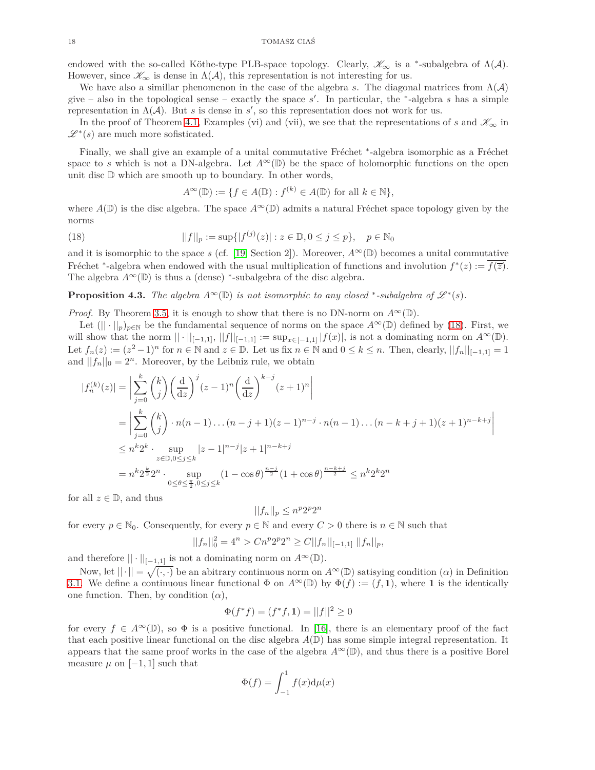endowed with the so-called Köthe-type PLB-space topology. Clearly, $\mathscr{K}_\infty$ is a $^*$-subalgebra of $\Lambda(\mathcal{A})$. However, since $\mathscr{K}_\infty$ is dense in $\Lambda(\mathcal{A})$, this representation is not interesting for us.

We have also a simillar phenomenon in the case of the algebra $s$. The diagonal matrices from $\Lambda(\mathcal{A})$ give – also in the topological sense – exactly the space $s'$. In particular, the $^*$-algebra $s$ has a simple representation in $\Lambda(\mathcal{A})$. But $s$ is dense in $s'$, so this representation does not work for us.

In the proof of Theorem 4.1, Examples (vi) and (vii), we see that the representations of $s$ and $\mathscr{K}_\infty$ in $\mathscr{L}^*(s)$ are much more sofisticated.

Finally, we shall give an example of a unital commutative Fréchet $^*$-algebra isomorphic as a Fréchet space to $s$ which is not a DN-algebra. Let $A^\infty(\mathbb{D})$ be the space of holomorphic functions on the open unit disc $\mathbb{D}$ which are smooth up to boundary. In other words,

$$A^\infty(\mathbb{D}) := \{f \in A(\mathbb{D}) : f^{(k)} \in A(\mathbb{D}) \text{ for all } k \in \mathbb{N}\},$$

where $A(\mathbb{D})$ is the disc algebra. The space $A^\infty(\mathbb{D})$ admits a natural Fréchet space topology given by the norms

$$||f||_p := \sup\{|f^{(j)}(z)| : z \in \mathbb{D}, 0 \le j \le p\}, \quad p \in \mathbb{N}_0 \tag{18}$$

and it is isomorphic to the space $s$ (cf. [19, Section 2]). Moreover, $A^\infty(\mathbb{D})$ becomes a unital commutative Fréchet $^*$-algebra when endowed with the usual multiplication of functions and involution $f^*(z) := \overline{f(\overline{z})}$. The algebra $A^\infty(\mathbb{D})$ is thus a (dense) $^*$-subalgebra of the disc algebra.

**Proposition 4.3.** *The algebra $A^\infty(\mathbb{D})$ is not isomorphic to any closed $^*$-subalgebra of $\mathscr{L}^*(s)$.*

*Proof.* By Theorem 3.5, it is enough to show that there is no DN-norm on $A^\infty(\mathbb{D})$.

Let $(||\cdot||_p)_{p\in\mathbb{N}}$ be the fundamental sequence of norms on the space $A^\infty(\mathbb{D})$ defined by (18). First, we will show that the norm $||\cdot||_{[-1,1]}$, $||f||_{[-1,1]} := \sup_{x\in[-1,1]} |f(x)|$, is not a dominating norm on $A^\infty(\mathbb{D})$. Let $f_n(z) := (z^2-1)^n$ for $n \in \mathbb{N}$ and $z \in \mathbb{D}$. Let us fix $n \in \mathbb{N}$ and $0 \le k \le n$. Then, clearly, $||f_n||_{[-1,1]} = 1$ and $||f_n||_0 = 2^n$. Moreover, by the Leibniz rule, we obtain

$$\begin{aligned}
|f_n^{(k)}(z)| &= \bigg|\sum_{j=0}^{k} \binom{k}{j} \bigg(\frac{\mathrm{d}}{\mathrm{d}z}\bigg)^j (z-1)^n \bigg(\frac{\mathrm{d}}{\mathrm{d}z}\bigg)^{k-j} (z+1)^n\bigg| \\
&= \bigg|\sum_{j=0}^{k} \binom{k}{j} \cdot n(n-1)\ldots(n-j+1)(z-1)^{n-j} \cdot n(n-1)\ldots(n-k+j+1)(z+1)^{n-k+j}\bigg| \\
&\le n^k 2^k \cdot \sup_{z\in\mathbb{D}, 0\le j\le k} |z-1|^{n-j}|z+1|^{n-k+j} \\
&= n^k 2^{\frac{k}{2}} 2^n \cdot \sup_{0\le\theta\le\frac{\pi}{2}, 0\le j\le k} (1-\cos\theta)^{\frac{n-j}{2}}(1+\cos\theta)^{\frac{n-k+j}{2}} \le n^k 2^k 2^n
\end{aligned}$$

for all $z \in \mathbb{D}$, and thus

$$||f_n||_p \le n^p 2^p 2^n$$

for every $p \in \mathbb{N}_0$. Consequently, for every $p \in \mathbb{N}$ and every $C > 0$ there is $n \in \mathbb{N}$ such that

$$||f_n||_0^2 = 4^n > Cn^p 2^p 2^n \ge C||f_n||_{[-1,1]}\, ||f_n||_p,$$

and therefore $||\cdot||_{[-1,1]}$ is not a dominating norm on $A^\infty(\mathbb{D})$.

Now, let $||\cdot|| = \sqrt{(\cdot,\cdot)}$ be an abitrary continuous norm on $A^\infty(\mathbb{D})$ satisying condition $(\alpha)$ in Definition 3.1. We define a continuous linear functional $\Phi$ on $A^\infty(\mathbb{D})$ by $\Phi(f) := (f, \mathbf{1})$, where $\mathbf{1}$ is the identically one function. Then, by condition $(\alpha)$,

$$\Phi(f^*f) = (f^*f, \mathbf{1}) = ||f||^2 \ge 0$$

for every $f \in A^\infty(\mathbb{D})$, so $\Phi$ is a positive functional. In [16], there is an elementary proof of the fact that each positive linear functional on the disc algebra $A(\mathbb{D})$ has some simple integral representation. It appears that the same proof works in the case of the algebra $A^\infty(\mathbb{D})$, and thus there is a positive Borel measure $\mu$ on $[-1, 1]$ such that

$$\Phi(f) = \int_{-1}^{1} f(x)\mathrm{d}\mu(x)$$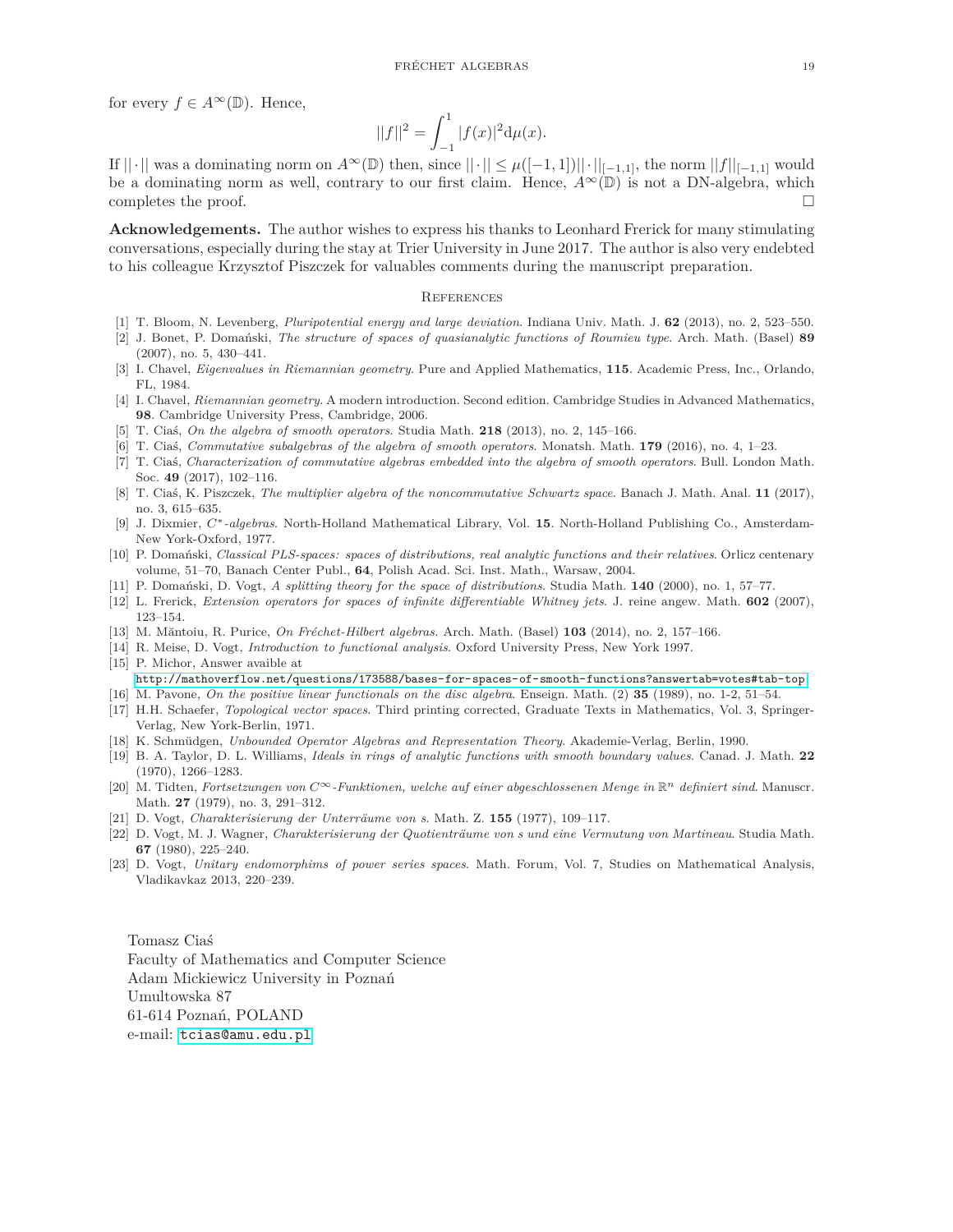for every $f \in A^\infty(\mathbb{D})$. Hence,

$$||f||^2 = \int_{-1}^{1} |f(x)|^2 \mathrm{d}\mu(x).$$

If $||\cdot||$ was a dominating norm on $A^\infty(\mathbb{D})$ then, since $||\cdot|| \leq \mu([-1,1])||\cdot||_{[-1,1]}$, the norm $||f||_{[-1,1]}$ would be a dominating norm as well, contrary to our first claim. Hence, $A^\infty(\mathbb{D})$ is not a DN-algebra, which completes the proof. □

**Acknowledgements.** The author wishes to express his thanks to Leonhard Frerick for many stimulating conversations, especially during the stay at Trier University in June 2017. The author is also very endebted to his colleague Krzysztof Piszczek for valuables comments during the manuscript preparation.

## References

[1] T. Bloom, N. Levenberg, *Pluripotential energy and large deviation*. Indiana Univ. Math. J. **62** (2013), no. 2, 523–550.

[2] J. Bonet, P. Domański, *The structure of spaces of quasianalytic functions of Roumieu type*. Arch. Math. (Basel) **89** (2007), no. 5, 430–441.

[3] I. Chavel, *Eigenvalues in Riemannian geometry*. Pure and Applied Mathematics, **115**. Academic Press, Inc., Orlando, FL, 1984.

[4] I. Chavel, *Riemannian geometry*. A modern introduction. Second edition. Cambridge Studies in Advanced Mathematics, **98**. Cambridge University Press, Cambridge, 2006.

[5] T. Ciaś, *On the algebra of smooth operators*. Studia Math. **218** (2013), no. 2, 145–166.

[6] T. Ciaś, *Commutative subalgebras of the algebra of smooth operators*. Monatsh. Math. **179** (2016), no. 4, 1–23.

[7] T. Ciaś, *Characterization of commutative algebras embedded into the algebra of smooth operators*. Bull. London Math. Soc. **49** (2017), 102–116.

[8] T. Ciaś, K. Piszczek, *The multiplier algebra of the noncommutative Schwartz space*. Banach J. Math. Anal. **11** (2017), no. 3, 615–635.

[9] J. Dixmier, *$C^*$-algebras*. North-Holland Mathematical Library, Vol. **15**. North-Holland Publishing Co., Amsterdam-New York-Oxford, 1977.

[10] P. Domański, *Classical PLS-spaces: spaces of distributions, real analytic functions and their relatives*. Orlicz centenary volume, 51–70, Banach Center Publ., **64**, Polish Acad. Sci. Inst. Math., Warsaw, 2004.

[11] P. Domański, D. Vogt, *A splitting theory for the space of distributions*. Studia Math. **140** (2000), no. 1, 57–77.

[12] L. Frerick, *Extension operators for spaces of infinite differentiable Whitney jets*. J. reine angew. Math. **602** (2007), 123–154.

[13] M. Măntoiu, R. Purice, *On Fréchet-Hilbert algebras*. Arch. Math. (Basel) **103** (2014), no. 2, 157–166.

[14] R. Meise, D. Vogt, *Introduction to functional analysis*. Oxford University Press, New York 1997.

[15] P. Michor, Answer avaible at http://mathoverflow.net/questions/173588/bases-for-spaces-of-smooth-functions?answertab=votes#tab-top

[16] M. Pavone, *On the positive linear functionals on the disc algebra*. Enseign. Math. (2) **35** (1989), no. 1-2, 51–54.

[17] H.H. Schaefer, *Topological vector spaces*. Third printing corrected, Graduate Texts in Mathematics, Vol. 3, Springer-Verlag, New York-Berlin, 1971.

[18] K. Schmüdgen, *Unbounded Operator Algebras and Representation Theory*. Akademie-Verlag, Berlin, 1990.

[19] B. A. Taylor, D. L. Williams, *Ideals in rings of analytic functions with smooth boundary values*. Canad. J. Math. **22** (1970), 1266–1283.

[20] M. Tidten, *Fortsetzungen von $C^\infty$-Funktionen, welche auf einer abgeschlossenen Menge in $\mathbb{R}^n$ definiert sind*. Manuscr. Math. **27** (1979), no. 3, 291–312.

[21] D. Vogt, *Charakterisierung der Unterräume von s*. Math. Z. **155** (1977), 109–117.

[22] D. Vogt, M. J. Wagner, *Charakterisierung der Quotienträume von s und eine Vermutung von Martineau*. Studia Math. **67** (1980), 225–240.

[23] D. Vogt, *Unitary endomorphims of power series spaces*. Math. Forum, Vol. 7, Studies on Mathematical Analysis, Vladikavkaz 2013, 220–239.

Tomasz Ciaś
Faculty of Mathematics and Computer Science
Adam Mickiewicz University in Poznań
Umultowska 87
61-614 Poznań, POLAND
e-mail: tcias@amu.edu.pl